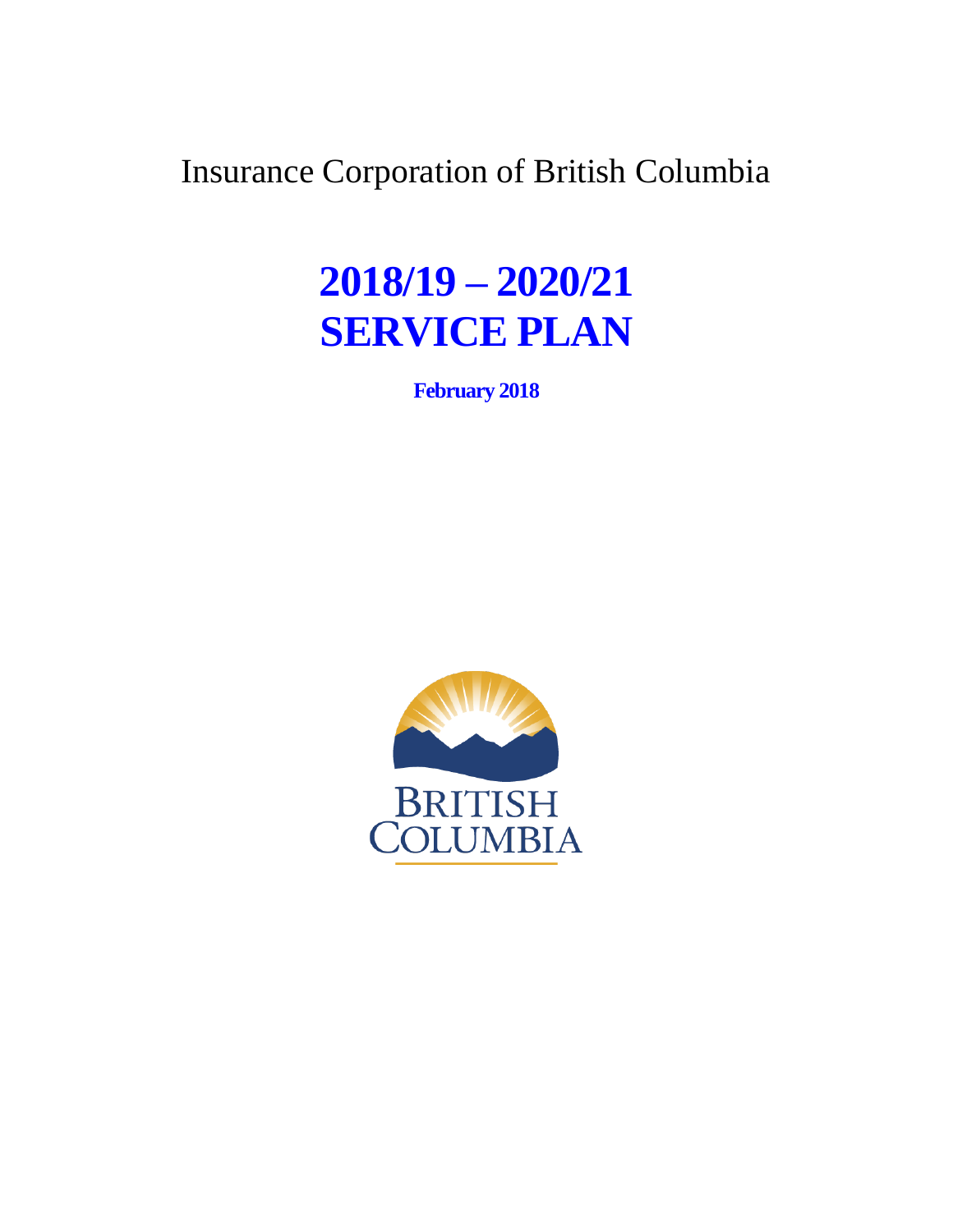Insurance Corporation of British Columbia

# 2018/19 – 2020/21 SERVICE PLAN

**February 2018**

BRITISH COLUMBIA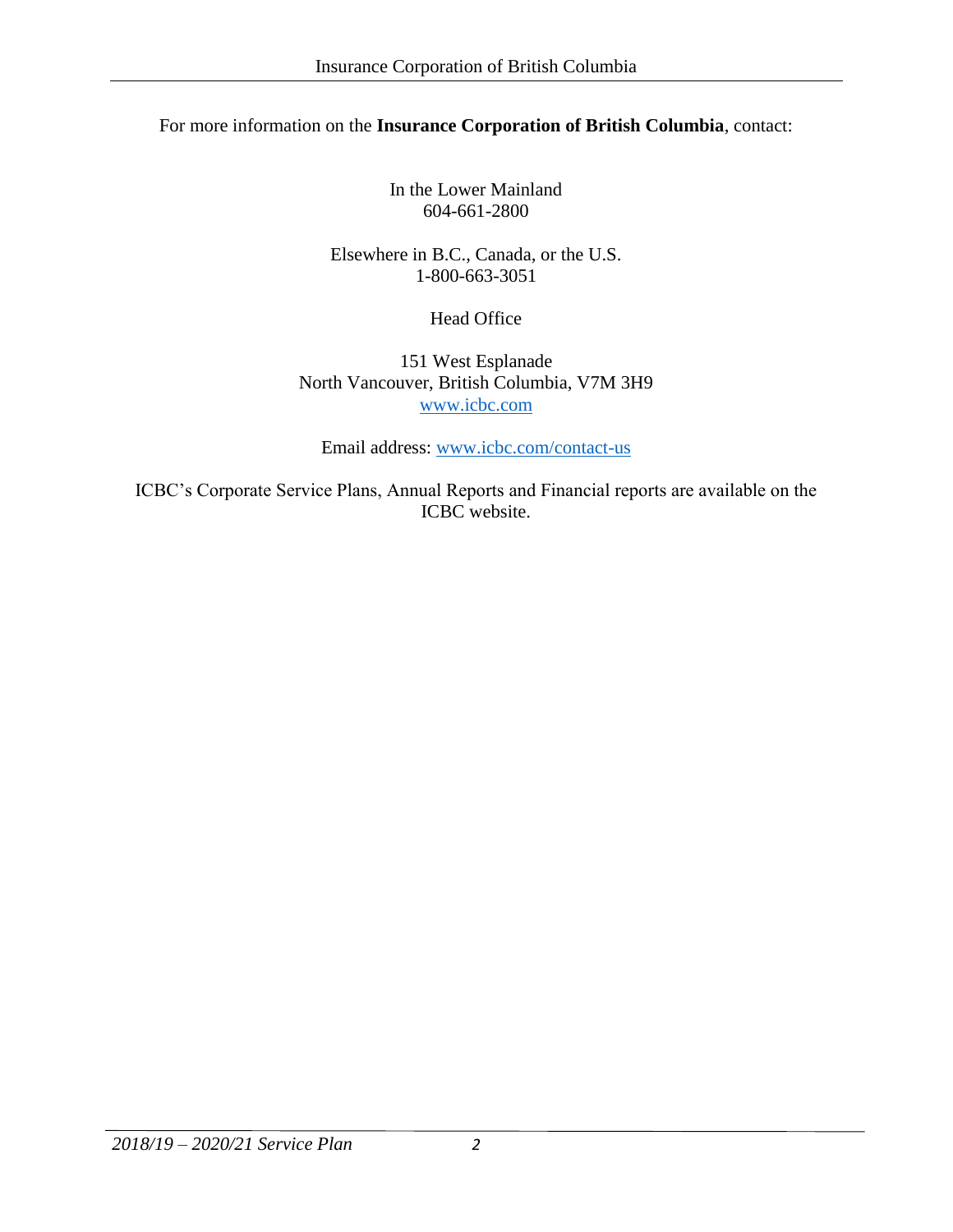For more information on the **Insurance Corporation of British Columbia**, contact:

In the Lower Mainland
604-661-2800

Elsewhere in B.C., Canada, or the U.S.
1-800-663-3051

Head Office

151 West Esplanade
North Vancouver, British Columbia, V7M 3H9
www.icbc.com

Email address: www.icbc.com/contact-us

ICBC's Corporate Service Plans, Annual Reports and Financial reports are available on the ICBC website.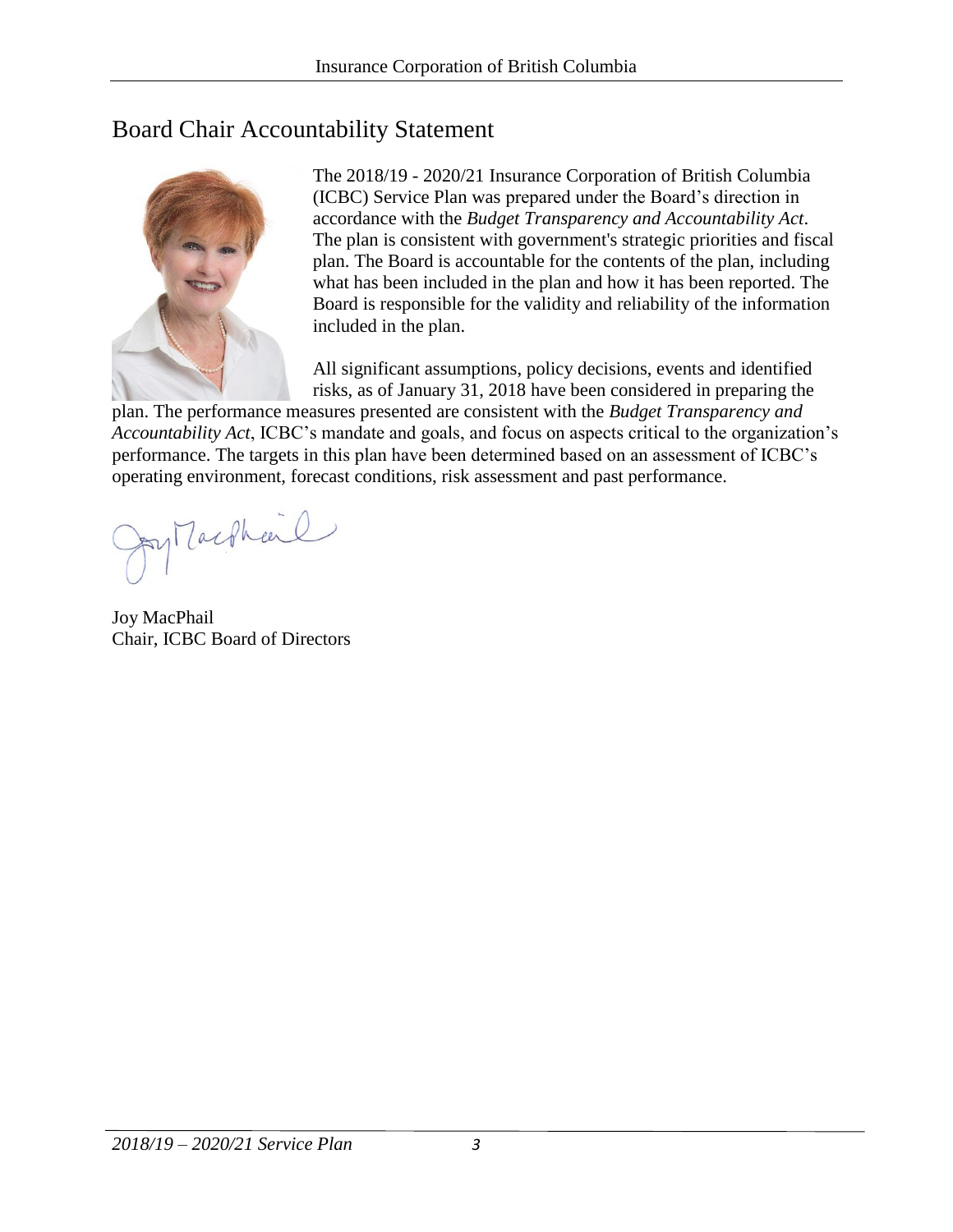# Board Chair Accountability Statement

The 2018/19 - 2020/21 Insurance Corporation of British Columbia (ICBC) Service Plan was prepared under the Board's direction in accordance with the *Budget Transparency and Accountability Act*. The plan is consistent with government's strategic priorities and fiscal plan. The Board is accountable for the contents of the plan, including what has been included in the plan and how it has been reported. The Board is responsible for the validity and reliability of the information included in the plan.

All significant assumptions, policy decisions, events and identified risks, as of January 31, 2018 have been considered in preparing the plan. The performance measures presented are consistent with the *Budget Transparency and Accountability Act*, ICBC's mandate and goals, and focus on aspects critical to the organization's performance. The targets in this plan have been determined based on an assessment of ICBC's operating environment, forecast conditions, risk assessment and past performance.

Joy MacPhail
Chair, ICBC Board of Directors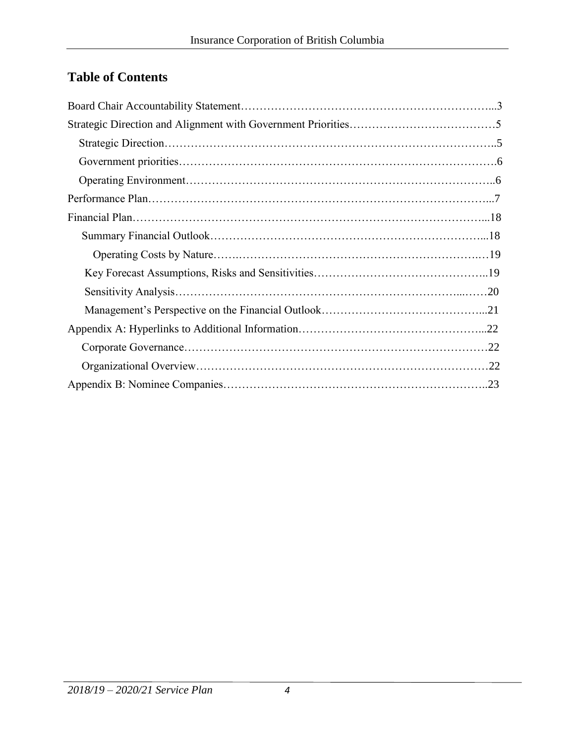## Table of Contents

Board Chair Accountability Statement…………………………………………………………...3

Strategic Direction and Alignment with Government Priorities…………………………………5

- Strategic Direction……………………………………………………………………………..5
- Government priorities………………………………………………………………………….6
- Operating Environment………………………………………………………………………..6

Performance Plan…………………………………………………………………………………...7

Financial Plan…………………………………………………………………………………...18

- Summary Financial Outlook…………………………………………………………………...18
  - Operating Costs by Nature…….…………………………………………………………….…19
- Key Forecast Assumptions, Risks and Sensitivities………………………………………..19
- Sensitivity Analysis……………………………………………………………………...……20
- Management's Perspective on the Financial Outlook……………………………………...21

Appendix A: Hyperlinks to Additional Information…………………………………………...22

- Corporate Governance…………………………………………………………………………22
- Organizational Overview………………………………………………………………………22

Appendix B: Nominee Companies……………………………………………………………..23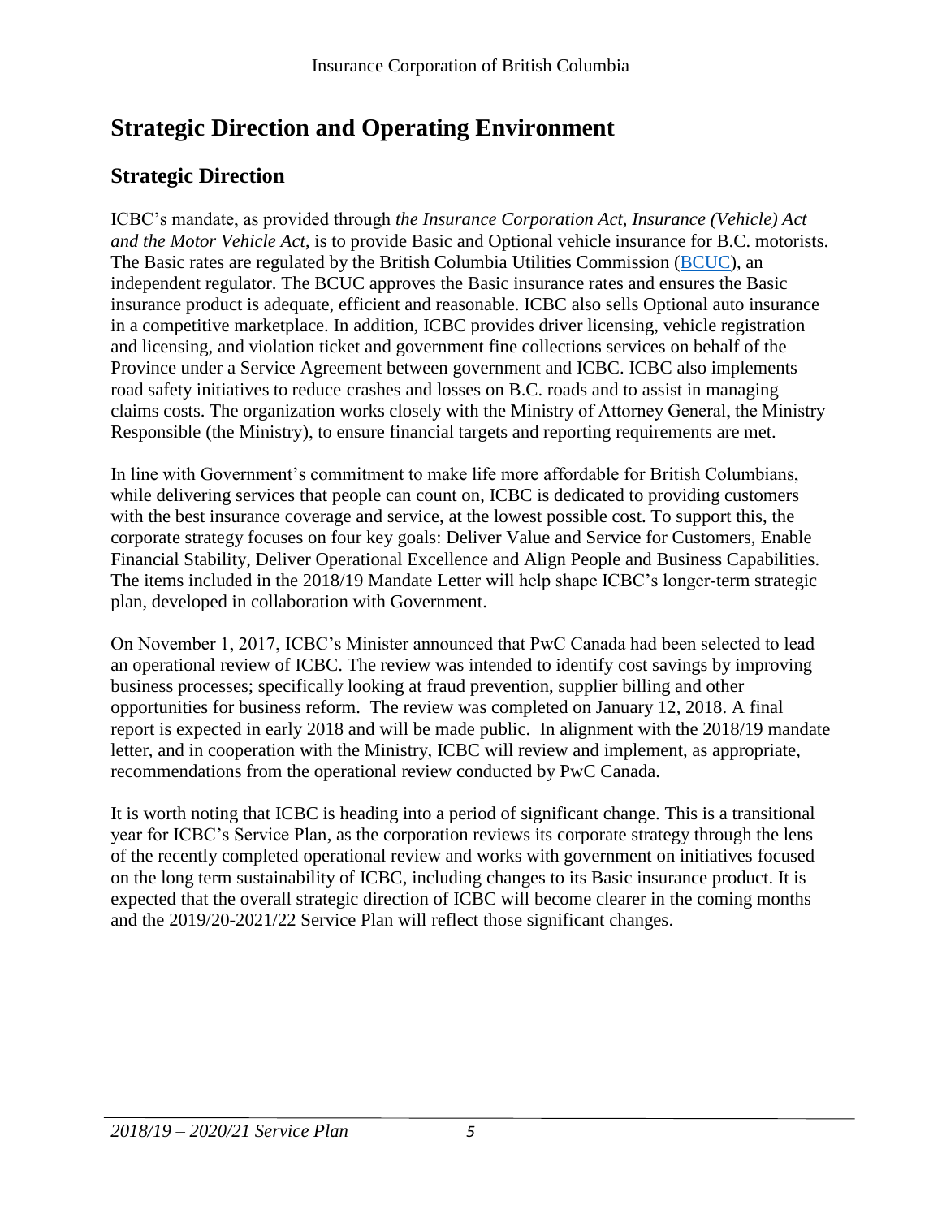# Strategic Direction and Operating Environment

## Strategic Direction

ICBC's mandate, as provided through *the Insurance Corporation Act, Insurance (Vehicle) Act and the Motor Vehicle Act*, is to provide Basic and Optional vehicle insurance for B.C. motorists. The Basic rates are regulated by the British Columbia Utilities Commission (BCUC), an independent regulator. The BCUC approves the Basic insurance rates and ensures the Basic insurance product is adequate, efficient and reasonable. ICBC also sells Optional auto insurance in a competitive marketplace. In addition, ICBC provides driver licensing, vehicle registration and licensing, and violation ticket and government fine collections services on behalf of the Province under a Service Agreement between government and ICBC. ICBC also implements road safety initiatives to reduce crashes and losses on B.C. roads and to assist in managing claims costs. The organization works closely with the Ministry of Attorney General, the Ministry Responsible (the Ministry), to ensure financial targets and reporting requirements are met.

In line with Government's commitment to make life more affordable for British Columbians, while delivering services that people can count on, ICBC is dedicated to providing customers with the best insurance coverage and service, at the lowest possible cost. To support this, the corporate strategy focuses on four key goals: Deliver Value and Service for Customers, Enable Financial Stability, Deliver Operational Excellence and Align People and Business Capabilities. The items included in the 2018/19 Mandate Letter will help shape ICBC's longer-term strategic plan, developed in collaboration with Government.

On November 1, 2017, ICBC's Minister announced that PwC Canada had been selected to lead an operational review of ICBC. The review was intended to identify cost savings by improving business processes; specifically looking at fraud prevention, supplier billing and other opportunities for business reform. The review was completed on January 12, 2018. A final report is expected in early 2018 and will be made public. In alignment with the 2018/19 mandate letter, and in cooperation with the Ministry, ICBC will review and implement, as appropriate, recommendations from the operational review conducted by PwC Canada.

It is worth noting that ICBC is heading into a period of significant change. This is a transitional year for ICBC's Service Plan, as the corporation reviews its corporate strategy through the lens of the recently completed operational review and works with government on initiatives focused on the long term sustainability of ICBC, including changes to its Basic insurance product. It is expected that the overall strategic direction of ICBC will become clearer in the coming months and the 2019/20-2021/22 Service Plan will reflect those significant changes.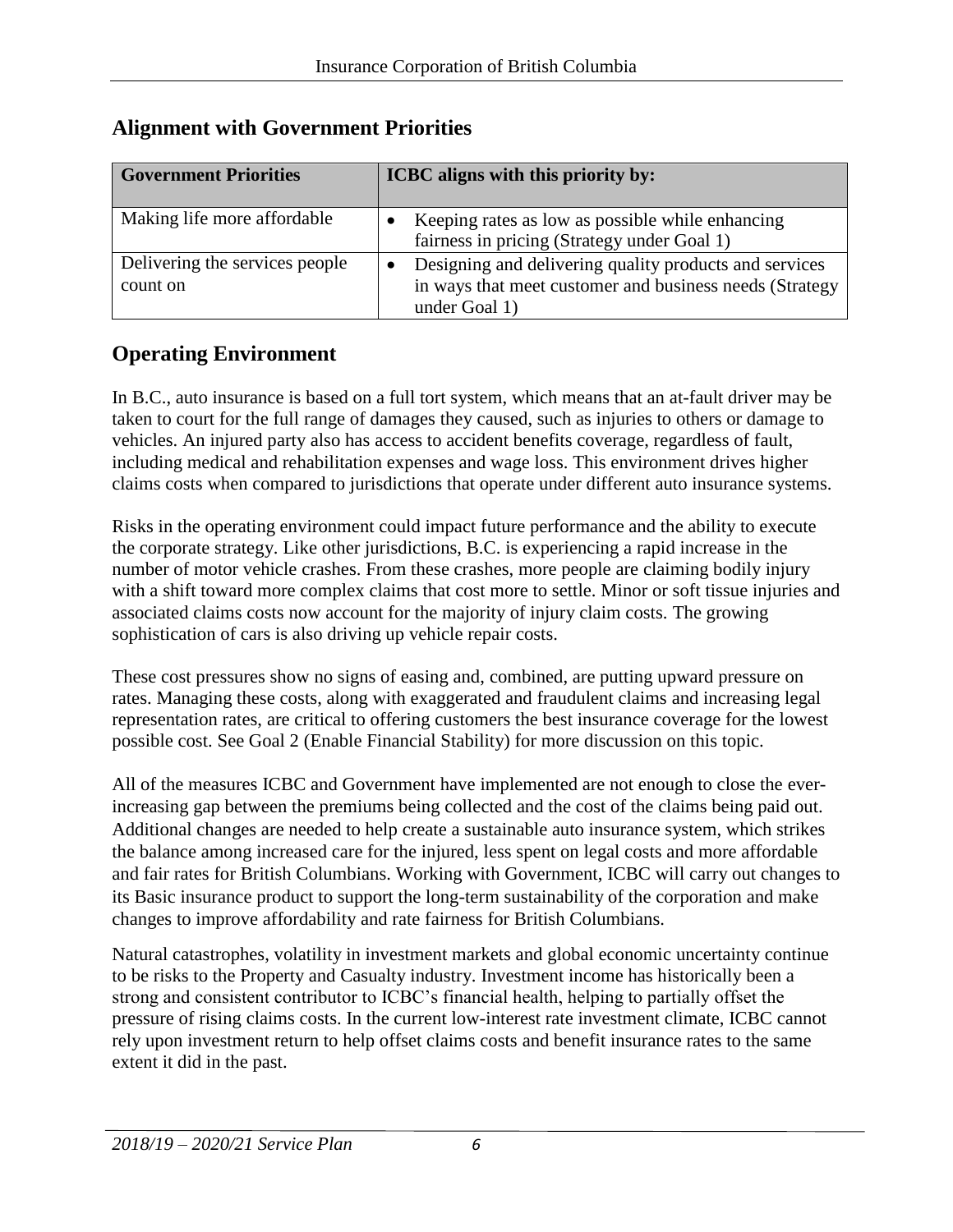## Alignment with Government Priorities

| Government Priorities | ICBC aligns with this priority by: |
|---|---|
| Making life more affordable | • Keeping rates as low as possible while enhancing fairness in pricing (Strategy under Goal 1) |
| Delivering the services people count on | • Designing and delivering quality products and services in ways that meet customer and business needs (Strategy under Goal 1) |

## Operating Environment

In B.C., auto insurance is based on a full tort system, which means that an at-fault driver may be taken to court for the full range of damages they caused, such as injuries to others or damage to vehicles. An injured party also has access to accident benefits coverage, regardless of fault, including medical and rehabilitation expenses and wage loss. This environment drives higher claims costs when compared to jurisdictions that operate under different auto insurance systems.

Risks in the operating environment could impact future performance and the ability to execute the corporate strategy. Like other jurisdictions, B.C. is experiencing a rapid increase in the number of motor vehicle crashes. From these crashes, more people are claiming bodily injury with a shift toward more complex claims that cost more to settle. Minor or soft tissue injuries and associated claims costs now account for the majority of injury claim costs. The growing sophistication of cars is also driving up vehicle repair costs.

These cost pressures show no signs of easing and, combined, are putting upward pressure on rates. Managing these costs, along with exaggerated and fraudulent claims and increasing legal representation rates, are critical to offering customers the best insurance coverage for the lowest possible cost. See Goal 2 (Enable Financial Stability) for more discussion on this topic.

All of the measures ICBC and Government have implemented are not enough to close the ever-increasing gap between the premiums being collected and the cost of the claims being paid out. Additional changes are needed to help create a sustainable auto insurance system, which strikes the balance among increased care for the injured, less spent on legal costs and more affordable and fair rates for British Columbians. Working with Government, ICBC will carry out changes to its Basic insurance product to support the long-term sustainability of the corporation and make changes to improve affordability and rate fairness for British Columbians.

Natural catastrophes, volatility in investment markets and global economic uncertainty continue to be risks to the Property and Casualty industry. Investment income has historically been a strong and consistent contributor to ICBC's financial health, helping to partially offset the pressure of rising claims costs. In the current low-interest rate investment climate, ICBC cannot rely upon investment return to help offset claims costs and benefit insurance rates to the same extent it did in the past.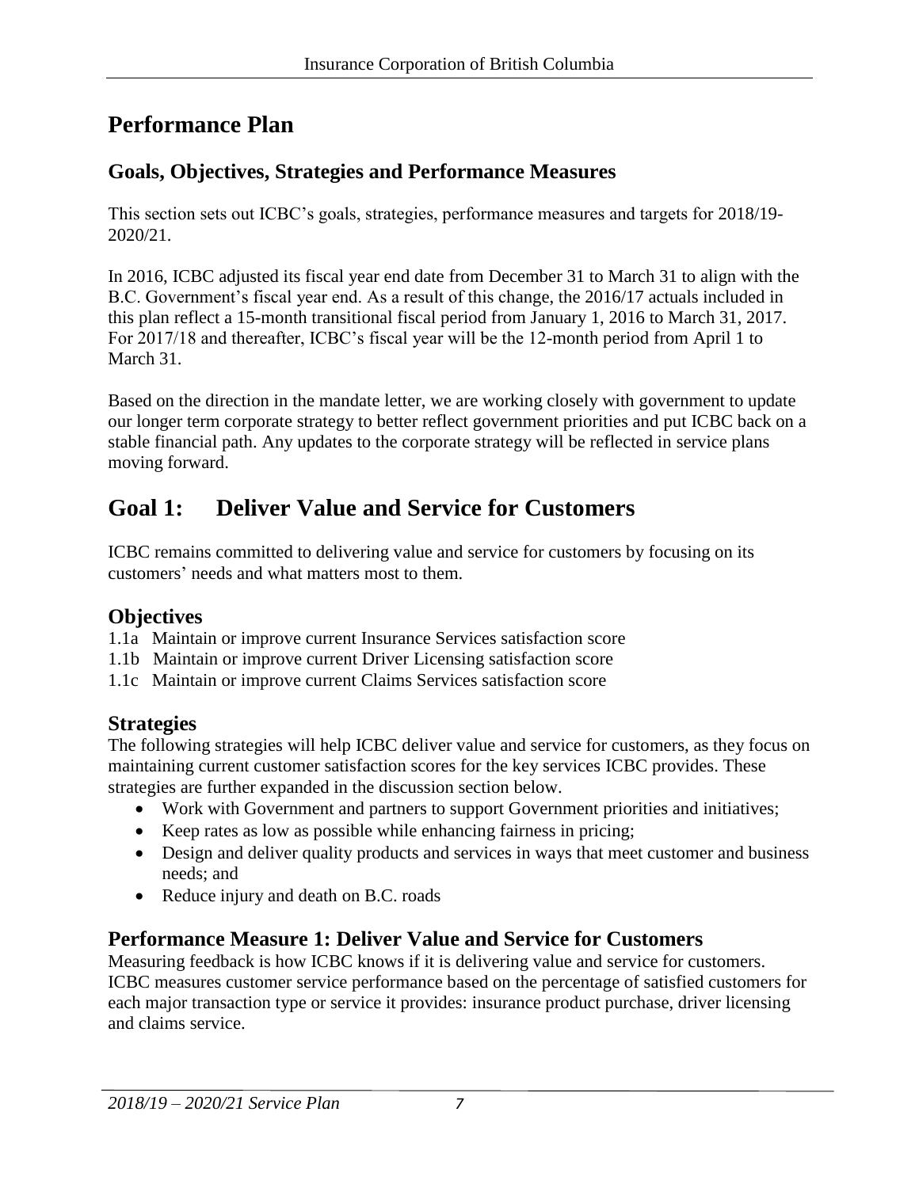# Performance Plan

## Goals, Objectives, Strategies and Performance Measures

This section sets out ICBC's goals, strategies, performance measures and targets for 2018/19-2020/21.

In 2016, ICBC adjusted its fiscal year end date from December 31 to March 31 to align with the B.C. Government's fiscal year end. As a result of this change, the 2016/17 actuals included in this plan reflect a 15-month transitional fiscal period from January 1, 2016 to March 31, 2017. For 2017/18 and thereafter, ICBC's fiscal year will be the 12-month period from April 1 to March 31.

Based on the direction in the mandate letter, we are working closely with government to update our longer term corporate strategy to better reflect government priorities and put ICBC back on a stable financial path. Any updates to the corporate strategy will be reflected in service plans moving forward.

# Goal 1: Deliver Value and Service for Customers

ICBC remains committed to delivering value and service for customers by focusing on its customers' needs and what matters most to them.

## Objectives

1.1a Maintain or improve current Insurance Services satisfaction score
1.1b Maintain or improve current Driver Licensing satisfaction score
1.1c Maintain or improve current Claims Services satisfaction score

## Strategies

The following strategies will help ICBC deliver value and service for customers, as they focus on maintaining current customer satisfaction scores for the key services ICBC provides. These strategies are further expanded in the discussion section below.

- Work with Government and partners to support Government priorities and initiatives;
- Keep rates as low as possible while enhancing fairness in pricing;
- Design and deliver quality products and services in ways that meet customer and business needs; and
- Reduce injury and death on B.C. roads

## Performance Measure 1: Deliver Value and Service for Customers

Measuring feedback is how ICBC knows if it is delivering value and service for customers. ICBC measures customer service performance based on the percentage of satisfied customers for each major transaction type or service it provides: insurance product purchase, driver licensing and claims service.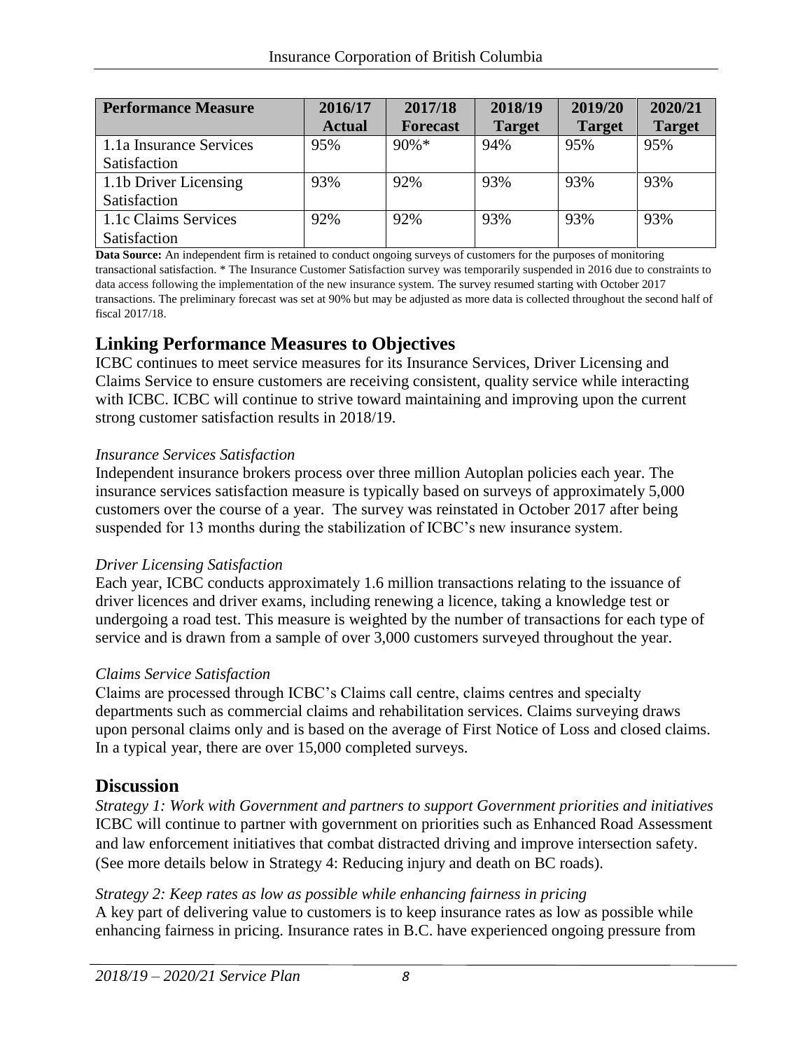| Performance Measure | 2016/17 Actual | 2017/18 Forecast | 2018/19 Target | 2019/20 Target | 2020/21 Target |
|---|---|---|---|---|---|
| 1.1a Insurance Services Satisfaction | 95% | 90%* | 94% | 95% | 95% |
| 1.1b Driver Licensing Satisfaction | 93% | 92% | 93% | 93% | 93% |
| 1.1c Claims Services Satisfaction | 92% | 92% | 93% | 93% | 93% |

**Data Source:** An independent firm is retained to conduct ongoing surveys of customers for the purposes of monitoring transactional satisfaction. * The Insurance Customer Satisfaction survey was temporarily suspended in 2016 due to constraints to data access following the implementation of the new insurance system. The survey resumed starting with October 2017 transactions. The preliminary forecast was set at 90% but may be adjusted as more data is collected throughout the second half of fiscal 2017/18.

## Linking Performance Measures to Objectives

ICBC continues to meet service measures for its Insurance Services, Driver Licensing and Claims Service to ensure customers are receiving consistent, quality service while interacting with ICBC. ICBC will continue to strive toward maintaining and improving upon the current strong customer satisfaction results in 2018/19.

*Insurance Services Satisfaction*

Independent insurance brokers process over three million Autoplan policies each year. The insurance services satisfaction measure is typically based on surveys of approximately 5,000 customers over the course of a year. The survey was reinstated in October 2017 after being suspended for 13 months during the stabilization of ICBC's new insurance system.

*Driver Licensing Satisfaction*

Each year, ICBC conducts approximately 1.6 million transactions relating to the issuance of driver licences and driver exams, including renewing a licence, taking a knowledge test or undergoing a road test. This measure is weighted by the number of transactions for each type of service and is drawn from a sample of over 3,000 customers surveyed throughout the year.

*Claims Service Satisfaction*

Claims are processed through ICBC's Claims call centre, claims centres and specialty departments such as commercial claims and rehabilitation services. Claims surveying draws upon personal claims only and is based on the average of First Notice of Loss and closed claims. In a typical year, there are over 15,000 completed surveys.

## Discussion

*Strategy 1: Work with Government and partners to support Government priorities and initiatives*

ICBC will continue to partner with government on priorities such as Enhanced Road Assessment and law enforcement initiatives that combat distracted driving and improve intersection safety. (See more details below in Strategy 4: Reducing injury and death on BC roads).

*Strategy 2: Keep rates as low as possible while enhancing fairness in pricing*

A key part of delivering value to customers is to keep insurance rates as low as possible while enhancing fairness in pricing. Insurance rates in B.C. have experienced ongoing pressure from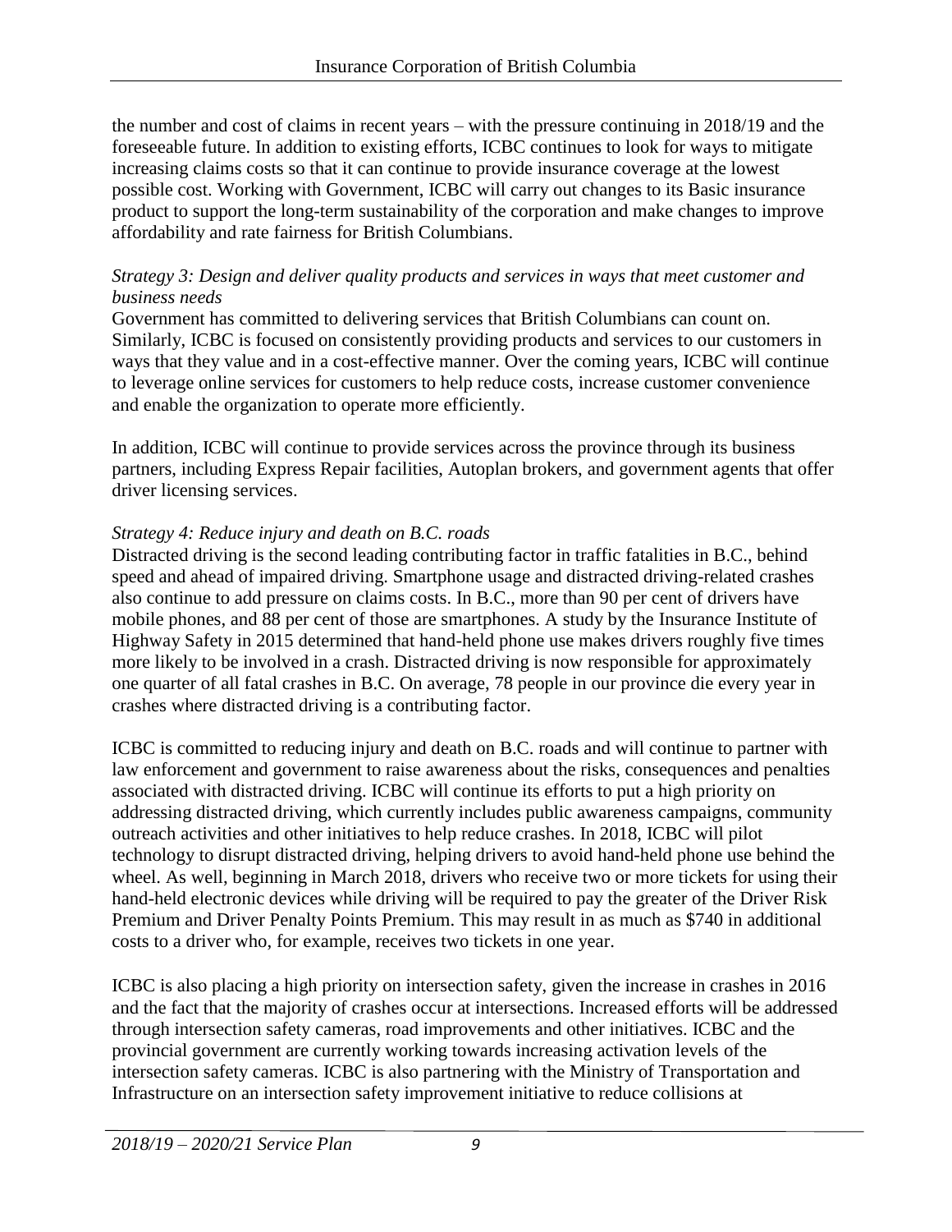the number and cost of claims in recent years – with the pressure continuing in 2018/19 and the foreseeable future. In addition to existing efforts, ICBC continues to look for ways to mitigate increasing claims costs so that it can continue to provide insurance coverage at the lowest possible cost. Working with Government, ICBC will carry out changes to its Basic insurance product to support the long-term sustainability of the corporation and make changes to improve affordability and rate fairness for British Columbians.

*Strategy 3: Design and deliver quality products and services in ways that meet customer and business needs*

Government has committed to delivering services that British Columbians can count on. Similarly, ICBC is focused on consistently providing products and services to our customers in ways that they value and in a cost-effective manner. Over the coming years, ICBC will continue to leverage online services for customers to help reduce costs, increase customer convenience and enable the organization to operate more efficiently.

In addition, ICBC will continue to provide services across the province through its business partners, including Express Repair facilities, Autoplan brokers, and government agents that offer driver licensing services.

*Strategy 4: Reduce injury and death on B.C. roads*

Distracted driving is the second leading contributing factor in traffic fatalities in B.C., behind speed and ahead of impaired driving. Smartphone usage and distracted driving-related crashes also continue to add pressure on claims costs. In B.C., more than 90 per cent of drivers have mobile phones, and 88 per cent of those are smartphones. A study by the Insurance Institute of Highway Safety in 2015 determined that hand-held phone use makes drivers roughly five times more likely to be involved in a crash. Distracted driving is now responsible for approximately one quarter of all fatal crashes in B.C. On average, 78 people in our province die every year in crashes where distracted driving is a contributing factor.

ICBC is committed to reducing injury and death on B.C. roads and will continue to partner with law enforcement and government to raise awareness about the risks, consequences and penalties associated with distracted driving. ICBC will continue its efforts to put a high priority on addressing distracted driving, which currently includes public awareness campaigns, community outreach activities and other initiatives to help reduce crashes. In 2018, ICBC will pilot technology to disrupt distracted driving, helping drivers to avoid hand-held phone use behind the wheel. As well, beginning in March 2018, drivers who receive two or more tickets for using their hand-held electronic devices while driving will be required to pay the greater of the Driver Risk Premium and Driver Penalty Points Premium. This may result in as much as $740 in additional costs to a driver who, for example, receives two tickets in one year.

ICBC is also placing a high priority on intersection safety, given the increase in crashes in 2016 and the fact that the majority of crashes occur at intersections. Increased efforts will be addressed through intersection safety cameras, road improvements and other initiatives. ICBC and the provincial government are currently working towards increasing activation levels of the intersection safety cameras. ICBC is also partnering with the Ministry of Transportation and Infrastructure on an intersection safety improvement initiative to reduce collisions at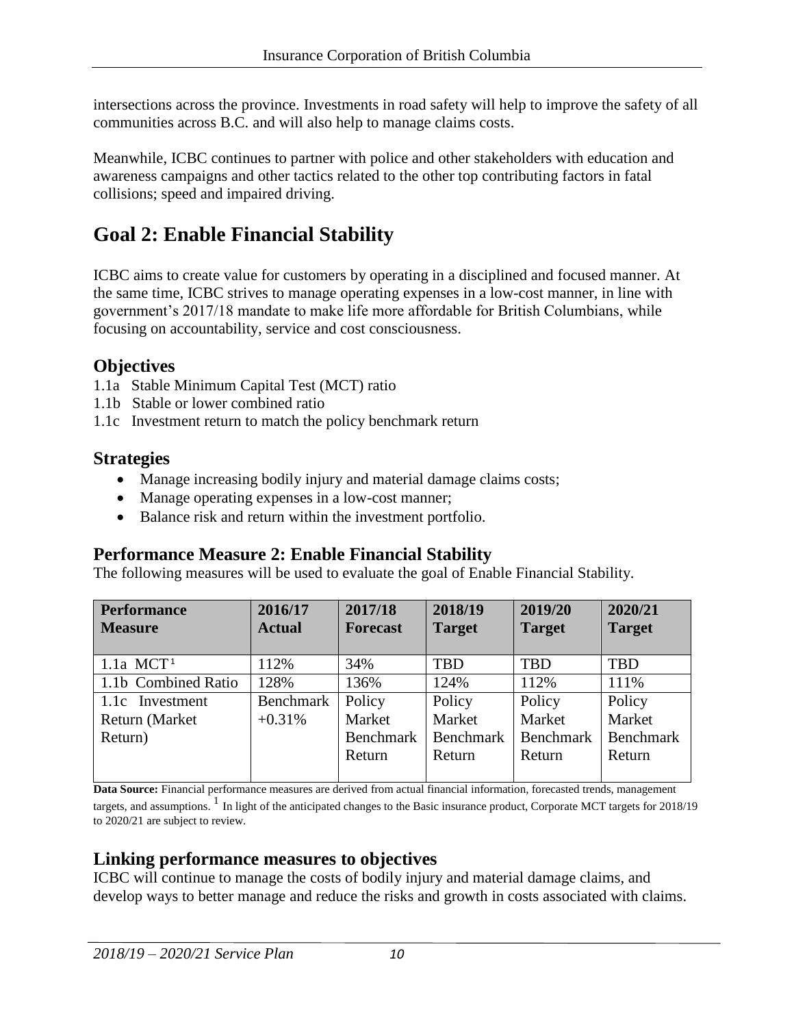intersections across the province. Investments in road safety will help to improve the safety of all communities across B.C. and will also help to manage claims costs.

Meanwhile, ICBC continues to partner with police and other stakeholders with education and awareness campaigns and other tactics related to the other top contributing factors in fatal collisions; speed and impaired driving.

# Goal 2: Enable Financial Stability

ICBC aims to create value for customers by operating in a disciplined and focused manner. At the same time, ICBC strives to manage operating expenses in a low-cost manner, in line with government's 2017/18 mandate to make life more affordable for British Columbians, while focusing on accountability, service and cost consciousness.

## Objectives

1.1a Stable Minimum Capital Test (MCT) ratio
1.1b Stable or lower combined ratio
1.1c Investment return to match the policy benchmark return

## Strategies

- Manage increasing bodily injury and material damage claims costs;
- Manage operating expenses in a low-cost manner;
- Balance risk and return within the investment portfolio.

## Performance Measure 2: Enable Financial Stability

The following measures will be used to evaluate the goal of Enable Financial Stability.

| Performance Measure | 2016/17 Actual | 2017/18 Forecast | 2018/19 Target | 2019/20 Target | 2020/21 Target |
|---|---|---|---|---|---|
| 1.1a MCT[1] | 112% | 34% | TBD | TBD | TBD |
| 1.1b Combined Ratio | 128% | 136% | 124% | 112% | 111% |
| 1.1c Investment Return (Market Return) | Benchmark +0.31% | Policy Market Benchmark Return | Policy Market Benchmark Return | Policy Market Benchmark Return | Policy Market Benchmark Return |

**Data Source:** Financial performance measures are derived from actual financial information, forecasted trends, management targets, and assumptions. [1] In light of the anticipated changes to the Basic insurance product, Corporate MCT targets for 2018/19 to 2020/21 are subject to review.

## Linking performance measures to objectives

ICBC will continue to manage the costs of bodily injury and material damage claims, and develop ways to better manage and reduce the risks and growth in costs associated with claims.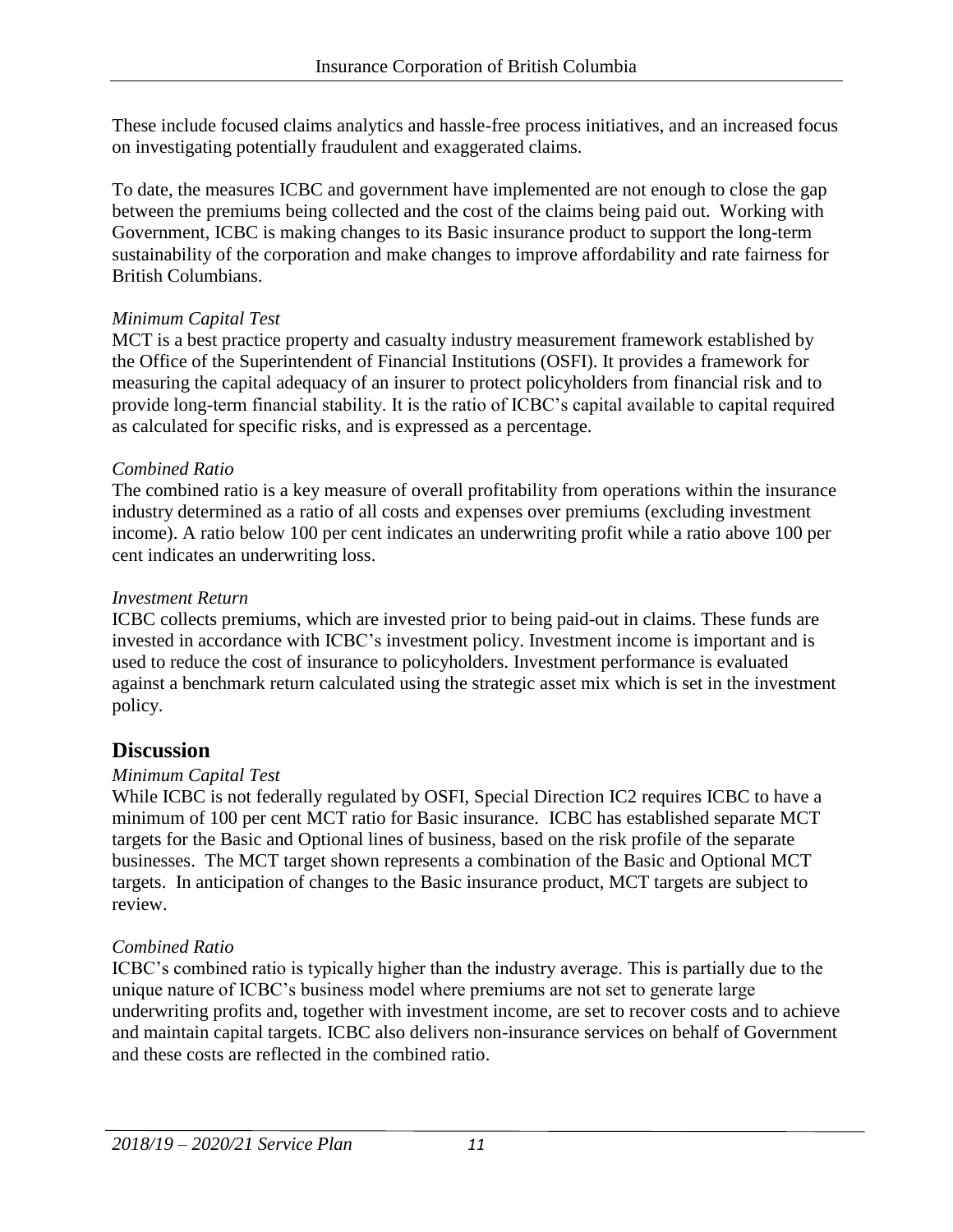These include focused claims analytics and hassle-free process initiatives, and an increased focus on investigating potentially fraudulent and exaggerated claims.

To date, the measures ICBC and government have implemented are not enough to close the gap between the premiums being collected and the cost of the claims being paid out. Working with Government, ICBC is making changes to its Basic insurance product to support the long-term sustainability of the corporation and make changes to improve affordability and rate fairness for British Columbians.

*Minimum Capital Test*

MCT is a best practice property and casualty industry measurement framework established by the Office of the Superintendent of Financial Institutions (OSFI). It provides a framework for measuring the capital adequacy of an insurer to protect policyholders from financial risk and to provide long-term financial stability. It is the ratio of ICBC's capital available to capital required as calculated for specific risks, and is expressed as a percentage.

*Combined Ratio*

The combined ratio is a key measure of overall profitability from operations within the insurance industry determined as a ratio of all costs and expenses over premiums (excluding investment income). A ratio below 100 per cent indicates an underwriting profit while a ratio above 100 per cent indicates an underwriting loss.

*Investment Return*

ICBC collects premiums, which are invested prior to being paid-out in claims. These funds are invested in accordance with ICBC's investment policy. Investment income is important and is used to reduce the cost of insurance to policyholders. Investment performance is evaluated against a benchmark return calculated using the strategic asset mix which is set in the investment policy.

## Discussion

*Minimum Capital Test*

While ICBC is not federally regulated by OSFI, Special Direction IC2 requires ICBC to have a minimum of 100 per cent MCT ratio for Basic insurance. ICBC has established separate MCT targets for the Basic and Optional lines of business, based on the risk profile of the separate businesses. The MCT target shown represents a combination of the Basic and Optional MCT targets. In anticipation of changes to the Basic insurance product, MCT targets are subject to review.

*Combined Ratio*

ICBC's combined ratio is typically higher than the industry average. This is partially due to the unique nature of ICBC's business model where premiums are not set to generate large underwriting profits and, together with investment income, are set to recover costs and to achieve and maintain capital targets. ICBC also delivers non-insurance services on behalf of Government and these costs are reflected in the combined ratio.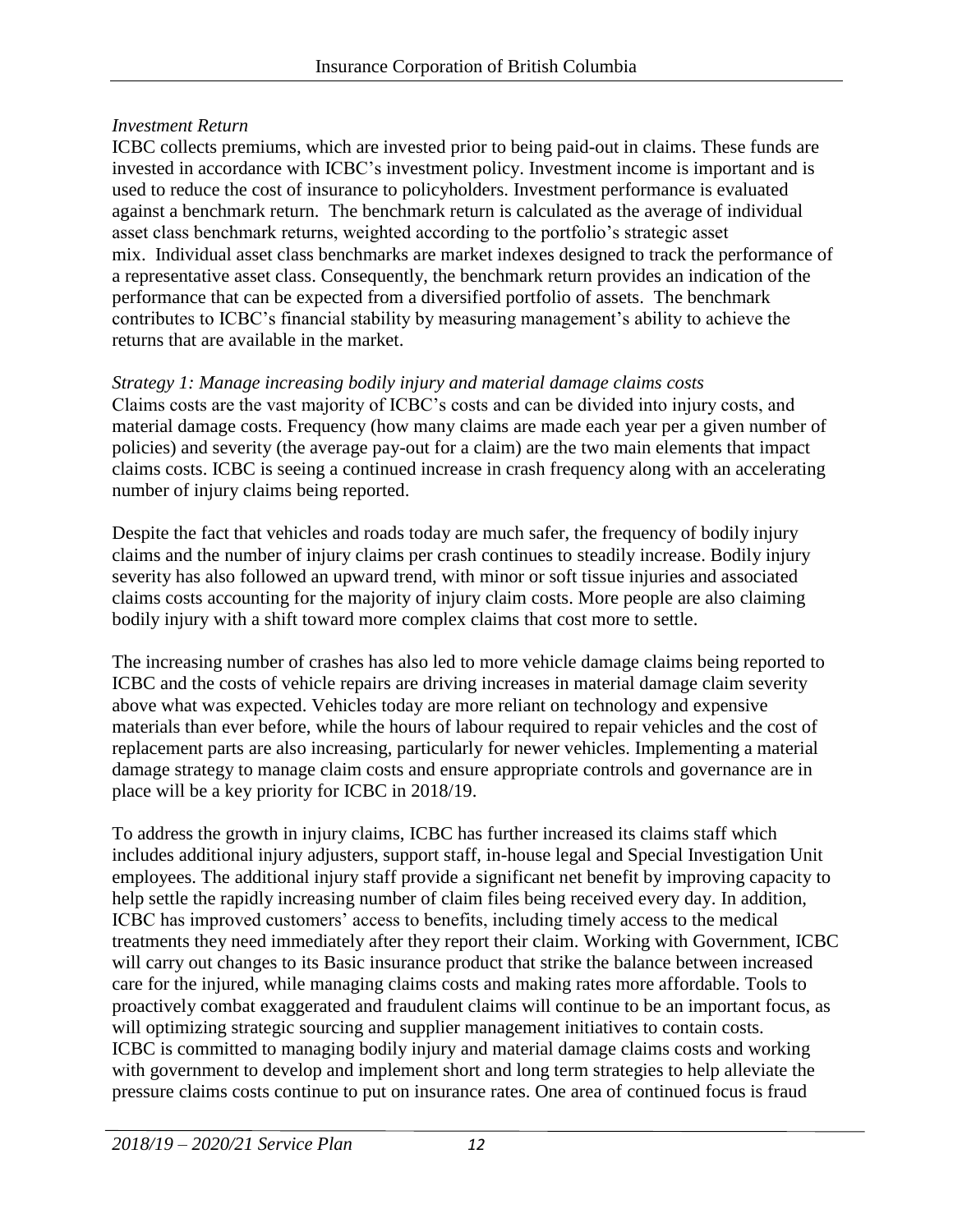*Investment Return*

ICBC collects premiums, which are invested prior to being paid-out in claims. These funds are invested in accordance with ICBC's investment policy. Investment income is important and is used to reduce the cost of insurance to policyholders. Investment performance is evaluated against a benchmark return. The benchmark return is calculated as the average of individual asset class benchmark returns, weighted according to the portfolio's strategic asset mix. Individual asset class benchmarks are market indexes designed to track the performance of a representative asset class. Consequently, the benchmark return provides an indication of the performance that can be expected from a diversified portfolio of assets. The benchmark contributes to ICBC's financial stability by measuring management's ability to achieve the returns that are available in the market.

*Strategy 1: Manage increasing bodily injury and material damage claims costs*

Claims costs are the vast majority of ICBC's costs and can be divided into injury costs, and material damage costs. Frequency (how many claims are made each year per a given number of policies) and severity (the average pay-out for a claim) are the two main elements that impact claims costs. ICBC is seeing a continued increase in crash frequency along with an accelerating number of injury claims being reported.

Despite the fact that vehicles and roads today are much safer, the frequency of bodily injury claims and the number of injury claims per crash continues to steadily increase. Bodily injury severity has also followed an upward trend, with minor or soft tissue injuries and associated claims costs accounting for the majority of injury claim costs. More people are also claiming bodily injury with a shift toward more complex claims that cost more to settle.

The increasing number of crashes has also led to more vehicle damage claims being reported to ICBC and the costs of vehicle repairs are driving increases in material damage claim severity above what was expected. Vehicles today are more reliant on technology and expensive materials than ever before, while the hours of labour required to repair vehicles and the cost of replacement parts are also increasing, particularly for newer vehicles. Implementing a material damage strategy to manage claim costs and ensure appropriate controls and governance are in place will be a key priority for ICBC in 2018/19.

To address the growth in injury claims, ICBC has further increased its claims staff which includes additional injury adjusters, support staff, in-house legal and Special Investigation Unit employees. The additional injury staff provide a significant net benefit by improving capacity to help settle the rapidly increasing number of claim files being received every day. In addition, ICBC has improved customers' access to benefits, including timely access to the medical treatments they need immediately after they report their claim. Working with Government, ICBC will carry out changes to its Basic insurance product that strike the balance between increased care for the injured, while managing claims costs and making rates more affordable. Tools to proactively combat exaggerated and fraudulent claims will continue to be an important focus, as will optimizing strategic sourcing and supplier management initiatives to contain costs. ICBC is committed to managing bodily injury and material damage claims costs and working with government to develop and implement short and long term strategies to help alleviate the pressure claims costs continue to put on insurance rates. One area of continued focus is fraud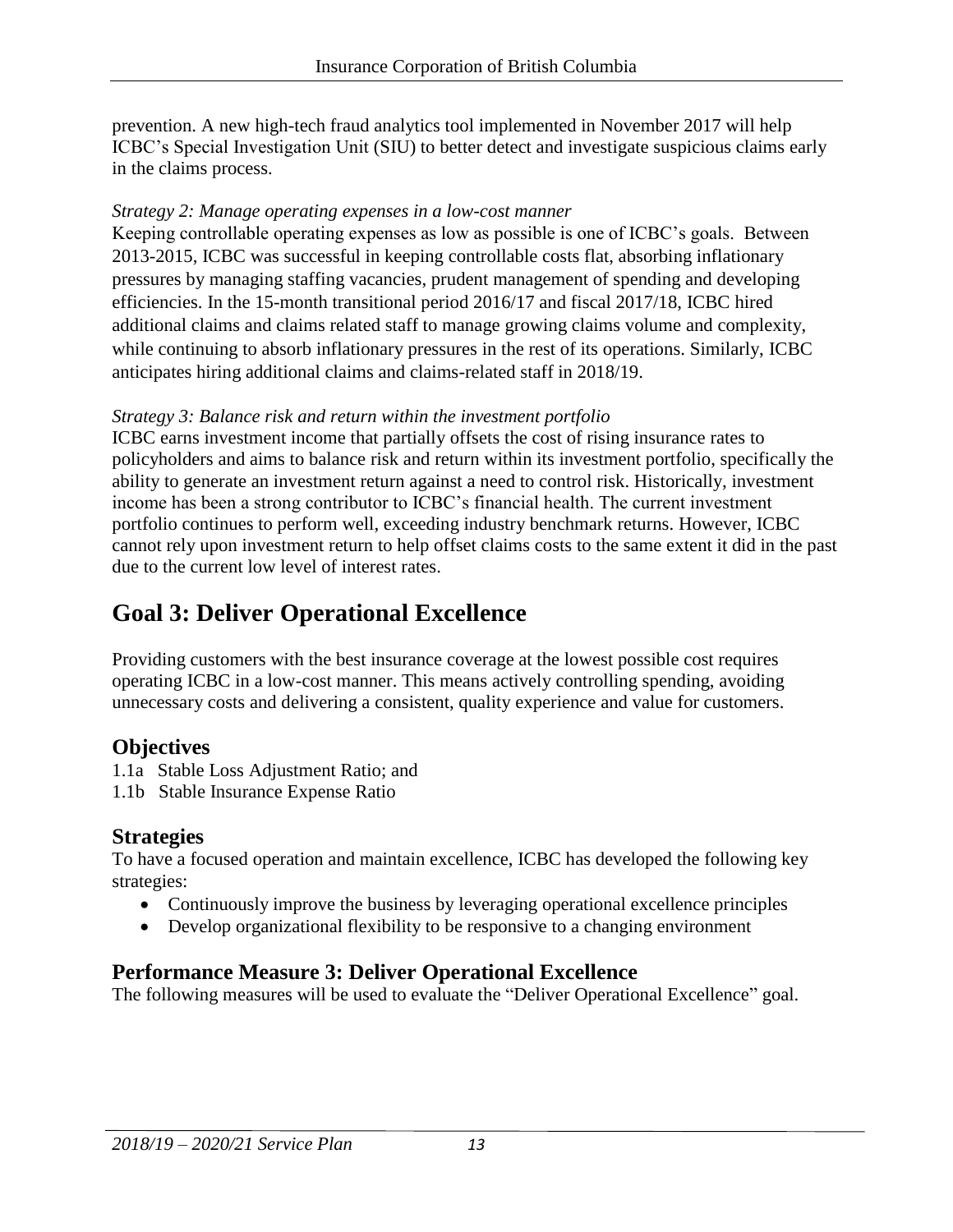prevention. A new high-tech fraud analytics tool implemented in November 2017 will help ICBC's Special Investigation Unit (SIU) to better detect and investigate suspicious claims early in the claims process.

*Strategy 2: Manage operating expenses in a low-cost manner*

Keeping controllable operating expenses as low as possible is one of ICBC's goals. Between 2013-2015, ICBC was successful in keeping controllable costs flat, absorbing inflationary pressures by managing staffing vacancies, prudent management of spending and developing efficiencies. In the 15-month transitional period 2016/17 and fiscal 2017/18, ICBC hired additional claims and claims related staff to manage growing claims volume and complexity, while continuing to absorb inflationary pressures in the rest of its operations. Similarly, ICBC anticipates hiring additional claims and claims-related staff in 2018/19.

*Strategy 3: Balance risk and return within the investment portfolio*

ICBC earns investment income that partially offsets the cost of rising insurance rates to policyholders and aims to balance risk and return within its investment portfolio, specifically the ability to generate an investment return against a need to control risk. Historically, investment income has been a strong contributor to ICBC's financial health. The current investment portfolio continues to perform well, exceeding industry benchmark returns. However, ICBC cannot rely upon investment return to help offset claims costs to the same extent it did in the past due to the current low level of interest rates.

# Goal 3: Deliver Operational Excellence

Providing customers with the best insurance coverage at the lowest possible cost requires operating ICBC in a low-cost manner. This means actively controlling spending, avoiding unnecessary costs and delivering a consistent, quality experience and value for customers.

## Objectives

1.1a Stable Loss Adjustment Ratio; and
1.1b Stable Insurance Expense Ratio

## Strategies

To have a focused operation and maintain excellence, ICBC has developed the following key strategies:

- Continuously improve the business by leveraging operational excellence principles
- Develop organizational flexibility to be responsive to a changing environment

## Performance Measure 3: Deliver Operational Excellence

The following measures will be used to evaluate the "Deliver Operational Excellence" goal.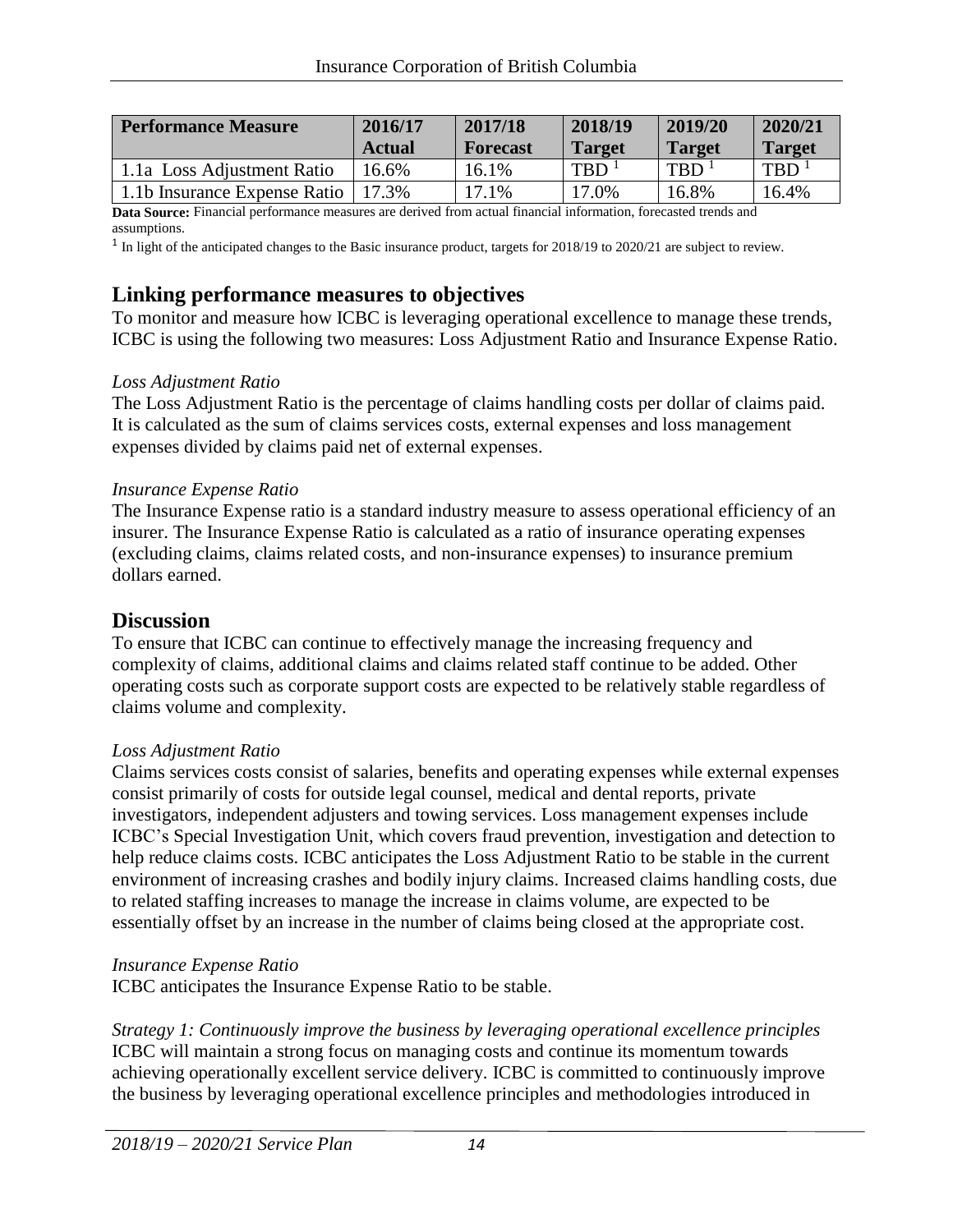| Performance Measure | 2016/17 Actual | 2017/18 Forecast | 2018/19 Target | 2019/20 Target | 2020/21 Target |
|---|---|---|---|---|---|
| 1.1a Loss Adjustment Ratio | 16.6% | 16.1% | TBD [1] | TBD [1] | TBD [1] |
| 1.1b Insurance Expense Ratio | 17.3% | 17.1% | 17.0% | 16.8% | 16.4% |

**Data Source:** Financial performance measures are derived from actual financial information, forecasted trends and assumptions.

[1] In light of the anticipated changes to the Basic insurance product, targets for 2018/19 to 2020/21 are subject to review.

## Linking performance measures to objectives

To monitor and measure how ICBC is leveraging operational excellence to manage these trends, ICBC is using the following two measures: Loss Adjustment Ratio and Insurance Expense Ratio.

*Loss Adjustment Ratio*

The Loss Adjustment Ratio is the percentage of claims handling costs per dollar of claims paid. It is calculated as the sum of claims services costs, external expenses and loss management expenses divided by claims paid net of external expenses.

*Insurance Expense Ratio*

The Insurance Expense ratio is a standard industry measure to assess operational efficiency of an insurer. The Insurance Expense Ratio is calculated as a ratio of insurance operating expenses (excluding claims, claims related costs, and non-insurance expenses) to insurance premium dollars earned.

## Discussion

To ensure that ICBC can continue to effectively manage the increasing frequency and complexity of claims, additional claims and claims related staff continue to be added. Other operating costs such as corporate support costs are expected to be relatively stable regardless of claims volume and complexity.

*Loss Adjustment Ratio*

Claims services costs consist of salaries, benefits and operating expenses while external expenses consist primarily of costs for outside legal counsel, medical and dental reports, private investigators, independent adjusters and towing services. Loss management expenses include ICBC's Special Investigation Unit, which covers fraud prevention, investigation and detection to help reduce claims costs. ICBC anticipates the Loss Adjustment Ratio to be stable in the current environment of increasing crashes and bodily injury claims. Increased claims handling costs, due to related staffing increases to manage the increase in claims volume, are expected to be essentially offset by an increase in the number of claims being closed at the appropriate cost.

*Insurance Expense Ratio*

ICBC anticipates the Insurance Expense Ratio to be stable.

*Strategy 1: Continuously improve the business by leveraging operational excellence principles*

ICBC will maintain a strong focus on managing costs and continue its momentum towards achieving operationally excellent service delivery. ICBC is committed to continuously improve the business by leveraging operational excellence principles and methodologies introduced in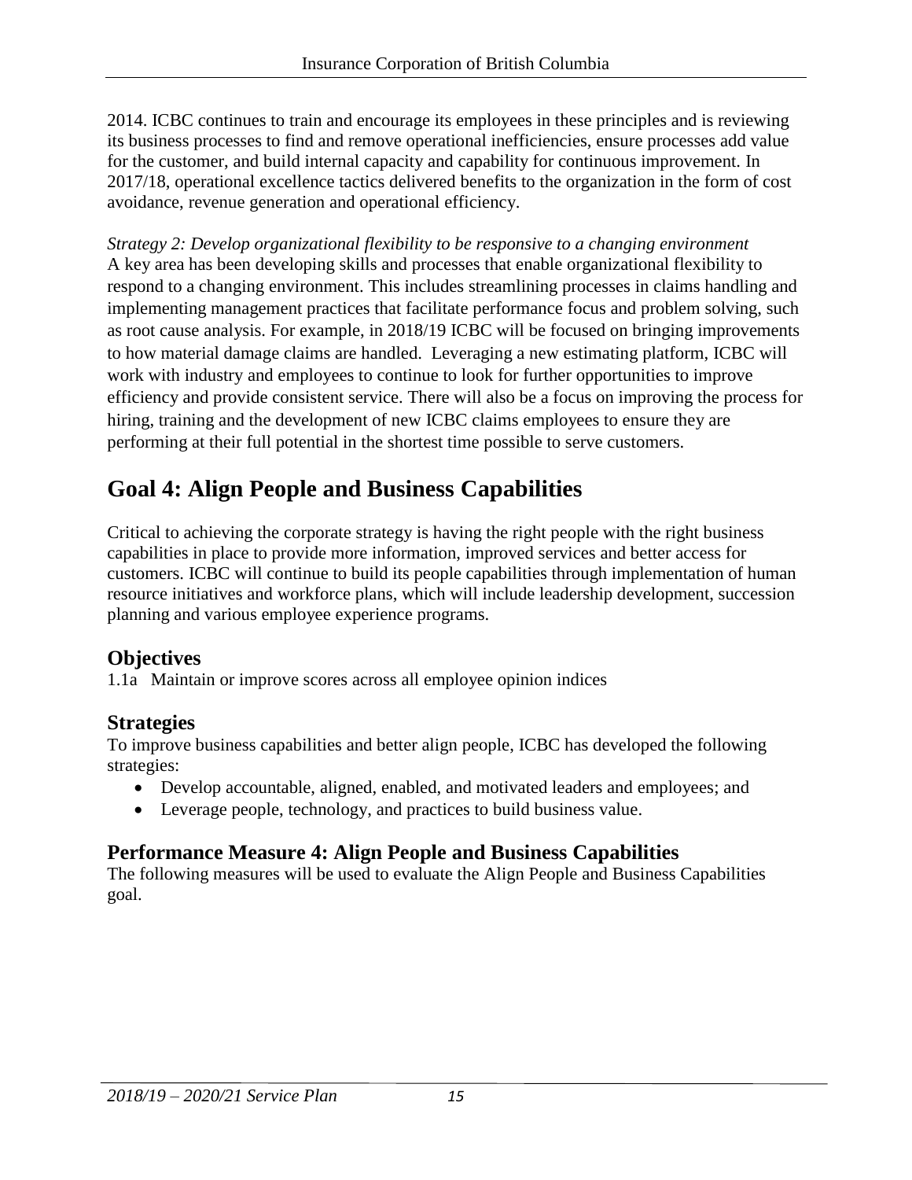2014. ICBC continues to train and encourage its employees in these principles and is reviewing its business processes to find and remove operational inefficiencies, ensure processes add value for the customer, and build internal capacity and capability for continuous improvement. In 2017/18, operational excellence tactics delivered benefits to the organization in the form of cost avoidance, revenue generation and operational efficiency.

*Strategy 2: Develop organizational flexibility to be responsive to a changing environment*
A key area has been developing skills and processes that enable organizational flexibility to respond to a changing environment. This includes streamlining processes in claims handling and implementing management practices that facilitate performance focus and problem solving, such as root cause analysis. For example, in 2018/19 ICBC will be focused on bringing improvements to how material damage claims are handled. Leveraging a new estimating platform, ICBC will work with industry and employees to continue to look for further opportunities to improve efficiency and provide consistent service. There will also be a focus on improving the process for hiring, training and the development of new ICBC claims employees to ensure they are performing at their full potential in the shortest time possible to serve customers.

# Goal 4: Align People and Business Capabilities

Critical to achieving the corporate strategy is having the right people with the right business capabilities in place to provide more information, improved services and better access for customers. ICBC will continue to build its people capabilities through implementation of human resource initiatives and workforce plans, which will include leadership development, succession planning and various employee experience programs.

## Objectives

1.1a Maintain or improve scores across all employee opinion indices

## Strategies

To improve business capabilities and better align people, ICBC has developed the following strategies:

- Develop accountable, aligned, enabled, and motivated leaders and employees; and
- Leverage people, technology, and practices to build business value.

## Performance Measure 4: Align People and Business Capabilities

The following measures will be used to evaluate the Align People and Business Capabilities goal.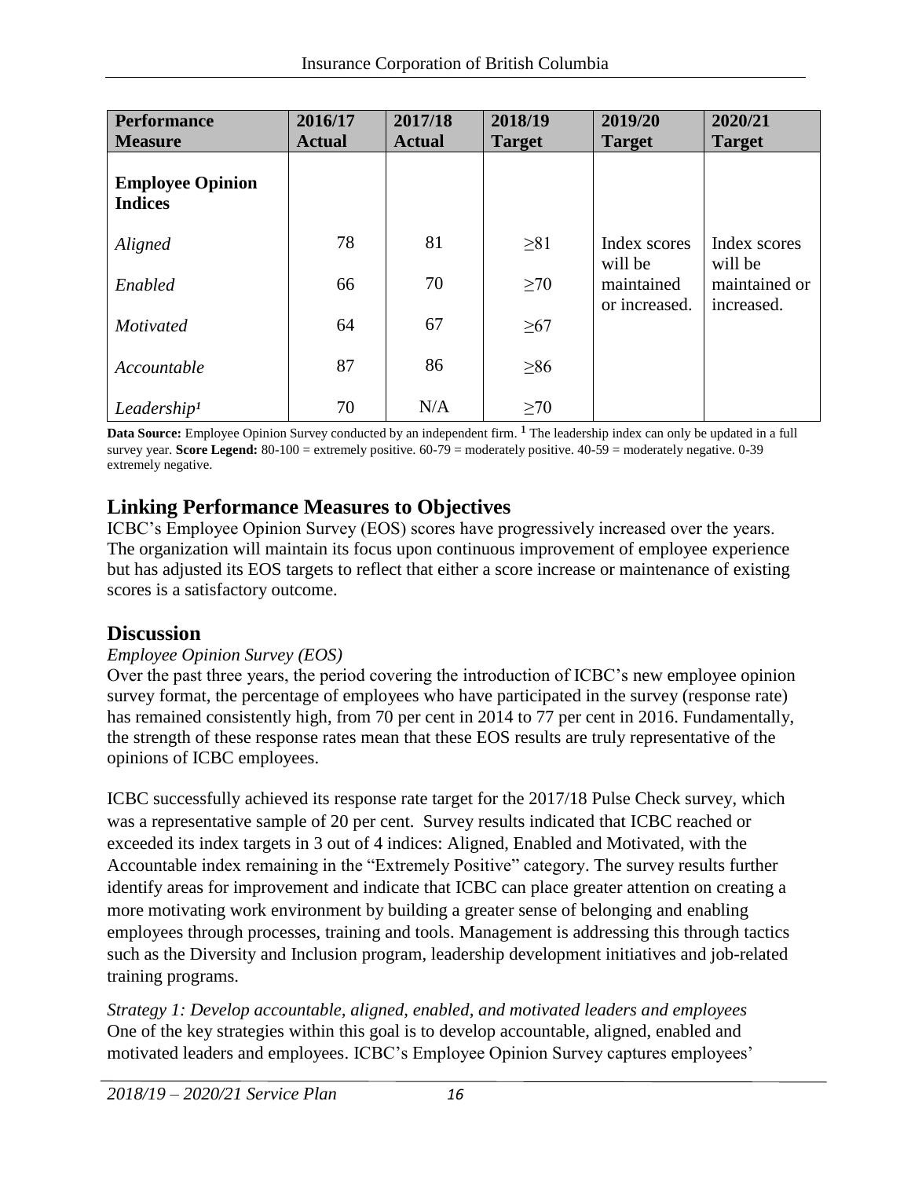| Performance Measure | 2016/17 Actual | 2017/18 Actual | 2018/19 Target | 2019/20 Target | 2020/21 Target |
|---|---|---|---|---|---|
| **Employee Opinion Indices** | | | | | |
| *Aligned* | 78 | 81 | ≥81 | Index scores will be maintained or increased. | Index scores will be maintained or increased. |
| *Enabled* | 66 | 70 | ≥70 | | |
| *Motivated* | 64 | 67 | ≥67 | | |
| *Accountable* | 87 | 86 | ≥86 | | |
| *Leadership*[1] | 70 | N/A | ≥70 | | |

**Data Source:** Employee Opinion Survey conducted by an independent firm. [1] The leadership index can only be updated in a full survey year. **Score Legend:** 80-100 = extremely positive. 60-79 = moderately positive. 40-59 = moderately negative. 0-39 extremely negative.

## Linking Performance Measures to Objectives

ICBC's Employee Opinion Survey (EOS) scores have progressively increased over the years. The organization will maintain its focus upon continuous improvement of employee experience but has adjusted its EOS targets to reflect that either a score increase or maintenance of existing scores is a satisfactory outcome.

## Discussion

*Employee Opinion Survey (EOS)*

Over the past three years, the period covering the introduction of ICBC's new employee opinion survey format, the percentage of employees who have participated in the survey (response rate) has remained consistently high, from 70 per cent in 2014 to 77 per cent in 2016. Fundamentally, the strength of these response rates mean that these EOS results are truly representative of the opinions of ICBC employees.

ICBC successfully achieved its response rate target for the 2017/18 Pulse Check survey, which was a representative sample of 20 per cent. Survey results indicated that ICBC reached or exceeded its index targets in 3 out of 4 indices: Aligned, Enabled and Motivated, with the Accountable index remaining in the "Extremely Positive" category. The survey results further identify areas for improvement and indicate that ICBC can place greater attention on creating a more motivating work environment by building a greater sense of belonging and enabling employees through processes, training and tools. Management is addressing this through tactics such as the Diversity and Inclusion program, leadership development initiatives and job-related training programs.

*Strategy 1: Develop accountable, aligned, enabled, and motivated leaders and employees*

One of the key strategies within this goal is to develop accountable, aligned, enabled and motivated leaders and employees. ICBC's Employee Opinion Survey captures employees'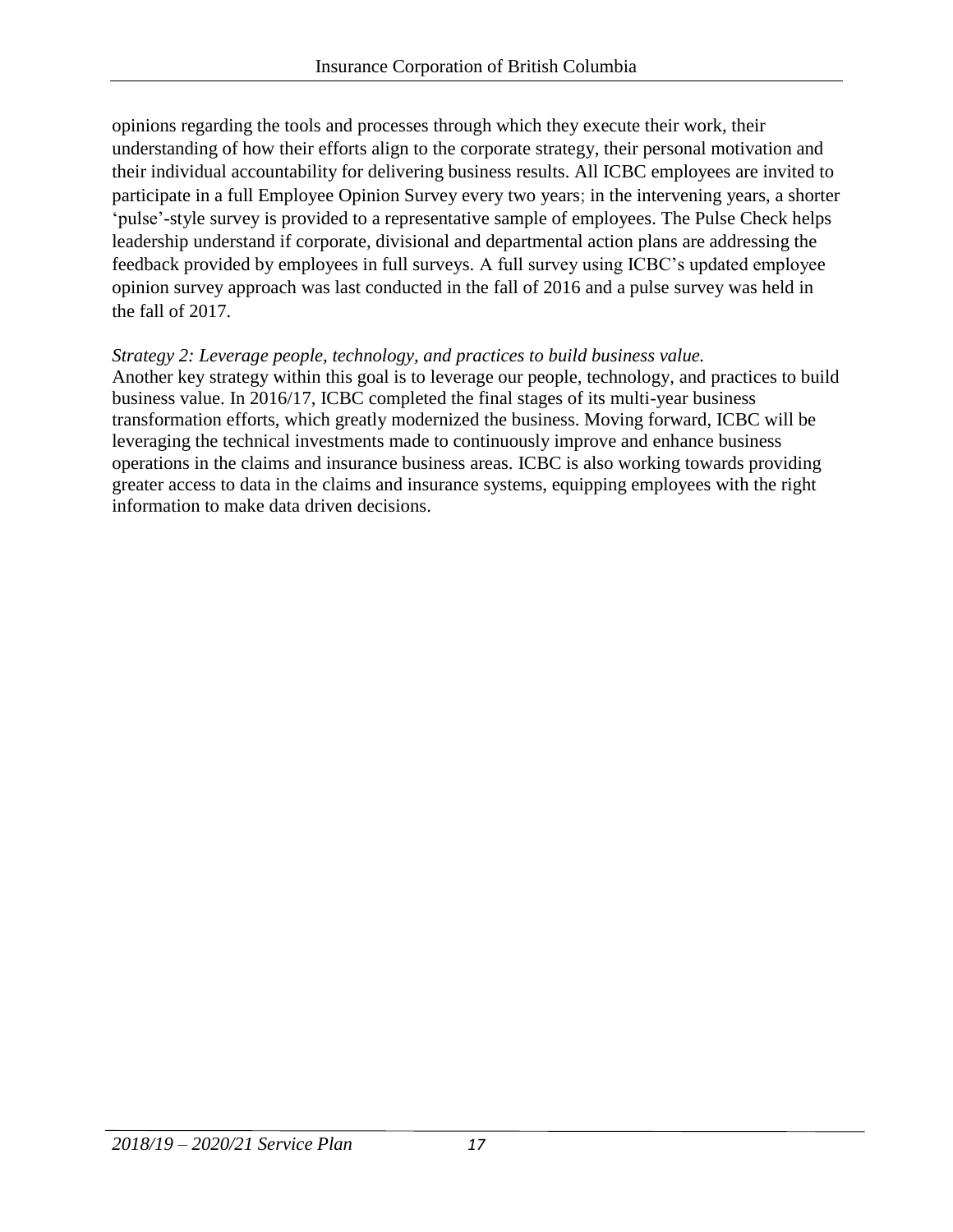opinions regarding the tools and processes through which they execute their work, their understanding of how their efforts align to the corporate strategy, their personal motivation and their individual accountability for delivering business results. All ICBC employees are invited to participate in a full Employee Opinion Survey every two years; in the intervening years, a shorter 'pulse'-style survey is provided to a representative sample of employees. The Pulse Check helps leadership understand if corporate, divisional and departmental action plans are addressing the feedback provided by employees in full surveys. A full survey using ICBC's updated employee opinion survey approach was last conducted in the fall of 2016 and a pulse survey was held in the fall of 2017.

*Strategy 2: Leverage people, technology, and practices to build business value.*

Another key strategy within this goal is to leverage our people, technology, and practices to build business value. In 2016/17, ICBC completed the final stages of its multi-year business transformation efforts, which greatly modernized the business. Moving forward, ICBC will be leveraging the technical investments made to continuously improve and enhance business operations in the claims and insurance business areas. ICBC is also working towards providing greater access to data in the claims and insurance systems, equipping employees with the right information to make data driven decisions.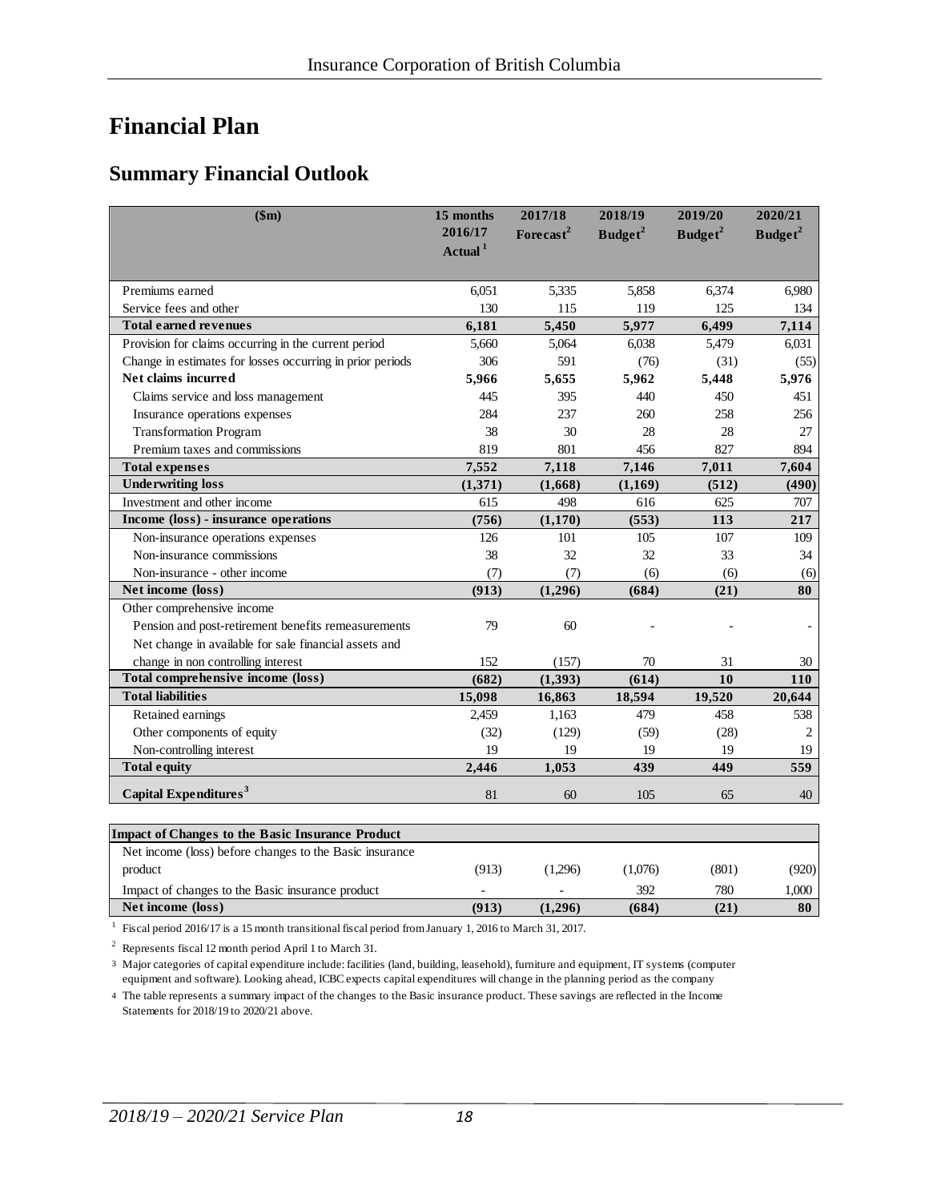# Financial Plan

## Summary Financial Outlook

| ($m) | 15 months 2016/17 Actual [1] | 2017/18 Forecast [2] | 2018/19 Budget [2] | 2019/20 Budget [2] | 2020/21 Budget [2] |
|---|---|---|---|---|---|
| Premiums earned | 6,051 | 5,335 | 5,858 | 6,374 | 6,980 |
| Service fees and other | 130 | 115 | 119 | 125 | 134 |
| **Total earned revenues** | **6,181** | **5,450** | **5,977** | **6,499** | **7,114** |
| Provision for claims occurring in the current period | 5,660 | 5,064 | 6,038 | 5,479 | 6,031 |
| Change in estimates for losses occurring in prior periods | 306 | 591 | (76) | (31) | (55) |
| **Net claims incurred** | **5,966** | **5,655** | **5,962** | **5,448** | **5,976** |
| Claims service and loss management | 445 | 395 | 440 | 450 | 451 |
| Insurance operations expenses | 284 | 237 | 260 | 258 | 256 |
| Transformation Program | 38 | 30 | 28 | 28 | 27 |
| Premium taxes and commissions | 819 | 801 | 456 | 827 | 894 |
| **Total expenses** | **7,552** | **7,118** | **7,146** | **7,011** | **7,604** |
| **Underwriting loss** | **(1,371)** | **(1,668)** | **(1,169)** | **(512)** | **(490)** |
| Investment and other income | 615 | 498 | 616 | 625 | 707 |
| **Income (loss) - insurance operations** | **(756)** | **(1,170)** | **(553)** | **113** | **217** |
| Non-insurance operations expenses | 126 | 101 | 105 | 107 | 109 |
| Non-insurance commissions | 38 | 32 | 32 | 33 | 34 |
| Non-insurance - other income | (7) | (7) | (6) | (6) | (6) |
| **Net income (loss)** | **(913)** | **(1,296)** | **(684)** | **(21)** | **80** |
| Other comprehensive income | | | | | |
| Pension and post-retirement benefits remeasurements | 79 | 60 | - | - | - |
| Net change in available for sale financial assets and change in non controlling interest | 152 | (157) | 70 | 31 | 30 |
| **Total comprehensive income (loss)** | **(682)** | **(1,393)** | **(614)** | **10** | **110** |
| **Total liabilities** | **15,098** | **16,863** | **18,594** | **19,520** | **20,644** |
| Retained earnings | 2,459 | 1,163 | 479 | 458 | 538 |
| Other components of equity | (32) | (129) | (59) | (28) | 2 |
| Non-controlling interest | 19 | 19 | 19 | 19 | 19 |
| **Total equity** | **2,446** | **1,053** | **439** | **449** | **559** |
| **Capital Expenditures [3]** | 81 | 60 | 105 | 65 | 40 |

| **Impact of Changes to the Basic Insurance Product** | | | | | |
|---|---|---|---|---|---|
| Net income (loss) before changes to the Basic insurance product | (913) | (1,296) | (1,076) | (801) | (920) |
| Impact of changes to the Basic insurance product | - | - | 392 | 780 | 1,000 |
| **Net income (loss)** | **(913)** | **(1,296)** | **(684)** | **(21)** | **80** |

[1] Fiscal period 2016/17 is a 15 month transitional fiscal period from January 1, 2016 to March 31, 2017.

[2] Represents fiscal 12 month period April 1 to March 31.

[3] Major categories of capital expenditure include: facilities (land, building, leasehold), furniture and equipment, IT systems (computer equipment and software). Looking ahead, ICBC expects capital expenditures will change in the planning period as the company

[4] The table represents a summary impact of the changes to the Basic insurance product. These savings are reflected in the Income Statements for 2018/19 to 2020/21 above.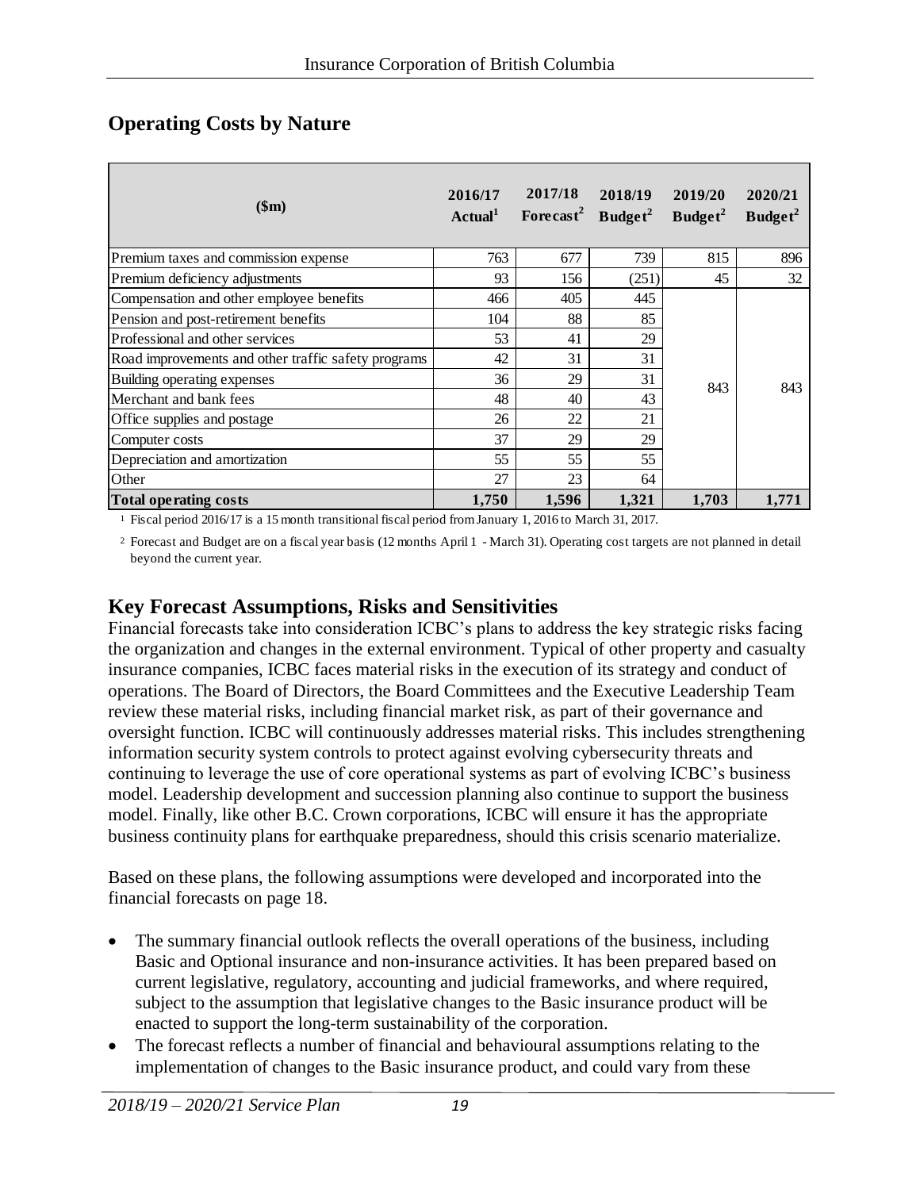## Operating Costs by Nature

| ($m) | 2016/17 Actual[1] | 2017/18 Forecast[2] | 2018/19 Budget[2] | 2019/20 Budget[2] | 2020/21 Budget[2] |
|---|---|---|---|---|---|
| Premium taxes and commission expense | 763 | 677 | 739 | 815 | 896 |
| Premium deficiency adjustments | 93 | 156 | (251) | 45 | 32 |
| Compensation and other employee benefits | 466 | 405 | 445 | 843 | 843 |
| Pension and post-retirement benefits | 104 | 88 | 85 | | |
| Professional and other services | 53 | 41 | 29 | | |
| Road improvements and other traffic safety programs | 42 | 31 | 31 | | |
| Building operating expenses | 36 | 29 | 31 | | |
| Merchant and bank fees | 48 | 40 | 43 | | |
| Office supplies and postage | 26 | 22 | 21 | | |
| Computer costs | 37 | 29 | 29 | | |
| Depreciation and amortization | 55 | 55 | 55 | | |
| Other | 27 | 23 | 64 | | |
| **Total operating costs** | **1,750** | **1,596** | **1,321** | **1,703** | **1,771** |

1 Fiscal period 2016/17 is a 15 month transitional fiscal period from January 1, 2016 to March 31, 2017.

2 Forecast and Budget are on a fiscal year basis (12 months April 1 - March 31). Operating cost targets are not planned in detail beyond the current year.

## Key Forecast Assumptions, Risks and Sensitivities

Financial forecasts take into consideration ICBC's plans to address the key strategic risks facing the organization and changes in the external environment. Typical of other property and casualty insurance companies, ICBC faces material risks in the execution of its strategy and conduct of operations. The Board of Directors, the Board Committees and the Executive Leadership Team review these material risks, including financial market risk, as part of their governance and oversight function. ICBC will continuously addresses material risks. This includes strengthening information security system controls to protect against evolving cybersecurity threats and continuing to leverage the use of core operational systems as part of evolving ICBC's business model. Leadership development and succession planning also continue to support the business model. Finally, like other B.C. Crown corporations, ICBC will ensure it has the appropriate business continuity plans for earthquake preparedness, should this crisis scenario materialize.

Based on these plans, the following assumptions were developed and incorporated into the financial forecasts on page 18.

- The summary financial outlook reflects the overall operations of the business, including Basic and Optional insurance and non-insurance activities. It has been prepared based on current legislative, regulatory, accounting and judicial frameworks, and where required, subject to the assumption that legislative changes to the Basic insurance product will be enacted to support the long-term sustainability of the corporation.
- The forecast reflects a number of financial and behavioural assumptions relating to the implementation of changes to the Basic insurance product, and could vary from these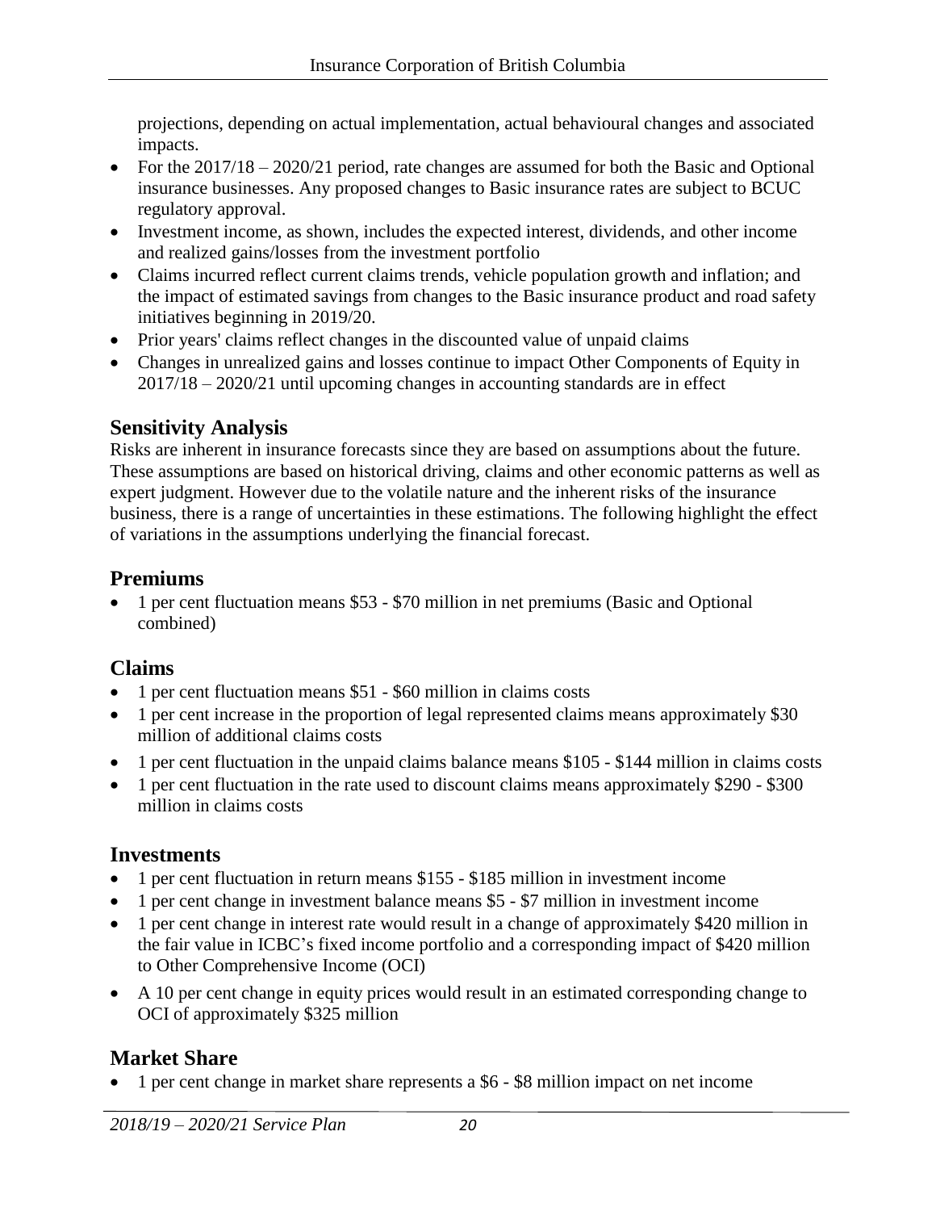projections, depending on actual implementation, actual behavioural changes and associated impacts.

- For the 2017/18 – 2020/21 period, rate changes are assumed for both the Basic and Optional insurance businesses. Any proposed changes to Basic insurance rates are subject to BCUC regulatory approval.
- Investment income, as shown, includes the expected interest, dividends, and other income and realized gains/losses from the investment portfolio
- Claims incurred reflect current claims trends, vehicle population growth and inflation; and the impact of estimated savings from changes to the Basic insurance product and road safety initiatives beginning in 2019/20.
- Prior years' claims reflect changes in the discounted value of unpaid claims
- Changes in unrealized gains and losses continue to impact Other Components of Equity in 2017/18 – 2020/21 until upcoming changes in accounting standards are in effect

## Sensitivity Analysis

Risks are inherent in insurance forecasts since they are based on assumptions about the future. These assumptions are based on historical driving, claims and other economic patterns as well as expert judgment. However due to the volatile nature and the inherent risks of the insurance business, there is a range of uncertainties in these estimations. The following highlight the effect of variations in the assumptions underlying the financial forecast.

## Premiums

- 1 per cent fluctuation means \$53 - \$70 million in net premiums (Basic and Optional combined)

## Claims

- 1 per cent fluctuation means \$51 - \$60 million in claims costs
- 1 per cent increase in the proportion of legal represented claims means approximately \$30 million of additional claims costs
- 1 per cent fluctuation in the unpaid claims balance means \$105 - \$144 million in claims costs
- 1 per cent fluctuation in the rate used to discount claims means approximately \$290 - \$300 million in claims costs

## Investments

- 1 per cent fluctuation in return means \$155 - \$185 million in investment income
- 1 per cent change in investment balance means \$5 - \$7 million in investment income
- 1 per cent change in interest rate would result in a change of approximately \$420 million in the fair value in ICBC's fixed income portfolio and a corresponding impact of \$420 million to Other Comprehensive Income (OCI)
- A 10 per cent change in equity prices would result in an estimated corresponding change to OCI of approximately \$325 million

## Market Share

- 1 per cent change in market share represents a \$6 - \$8 million impact on net income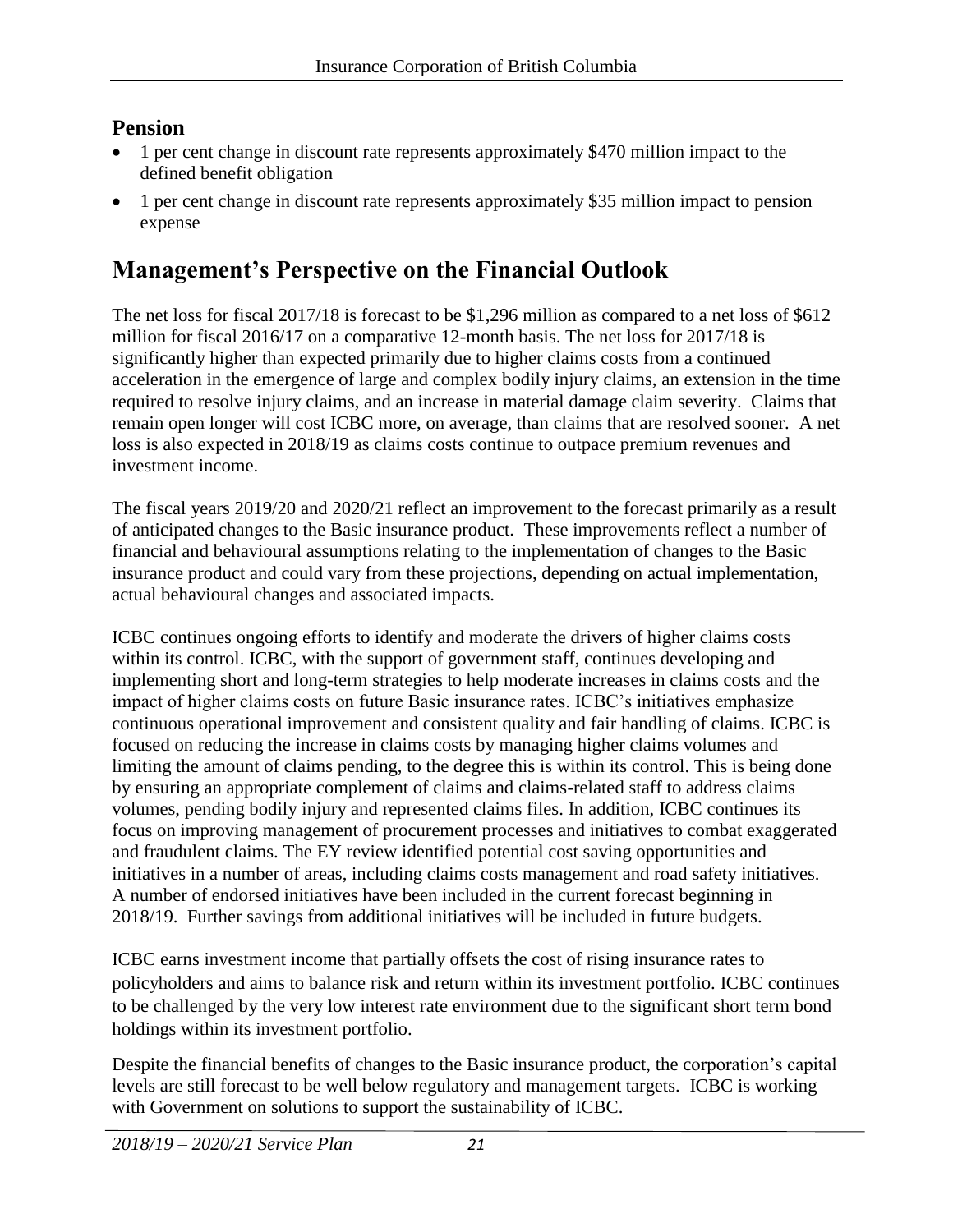### Pension

- 1 per cent change in discount rate represents approximately $470 million impact to the defined benefit obligation
- 1 per cent change in discount rate represents approximately $35 million impact to pension expense

## Management's Perspective on the Financial Outlook

The net loss for fiscal 2017/18 is forecast to be $1,296 million as compared to a net loss of $612 million for fiscal 2016/17 on a comparative 12-month basis. The net loss for 2017/18 is significantly higher than expected primarily due to higher claims costs from a continued acceleration in the emergence of large and complex bodily injury claims, an extension in the time required to resolve injury claims, and an increase in material damage claim severity. Claims that remain open longer will cost ICBC more, on average, than claims that are resolved sooner. A net loss is also expected in 2018/19 as claims costs continue to outpace premium revenues and investment income.

The fiscal years 2019/20 and 2020/21 reflect an improvement to the forecast primarily as a result of anticipated changes to the Basic insurance product. These improvements reflect a number of financial and behavioural assumptions relating to the implementation of changes to the Basic insurance product and could vary from these projections, depending on actual implementation, actual behavioural changes and associated impacts.

ICBC continues ongoing efforts to identify and moderate the drivers of higher claims costs within its control. ICBC, with the support of government staff, continues developing and implementing short and long-term strategies to help moderate increases in claims costs and the impact of higher claims costs on future Basic insurance rates. ICBC's initiatives emphasize continuous operational improvement and consistent quality and fair handling of claims. ICBC is focused on reducing the increase in claims costs by managing higher claims volumes and limiting the amount of claims pending, to the degree this is within its control. This is being done by ensuring an appropriate complement of claims and claims-related staff to address claims volumes, pending bodily injury and represented claims files. In addition, ICBC continues its focus on improving management of procurement processes and initiatives to combat exaggerated and fraudulent claims. The EY review identified potential cost saving opportunities and initiatives in a number of areas, including claims costs management and road safety initiatives. A number of endorsed initiatives have been included in the current forecast beginning in 2018/19. Further savings from additional initiatives will be included in future budgets.

ICBC earns investment income that partially offsets the cost of rising insurance rates to policyholders and aims to balance risk and return within its investment portfolio. ICBC continues to be challenged by the very low interest rate environment due to the significant short term bond holdings within its investment portfolio.

Despite the financial benefits of changes to the Basic insurance product, the corporation's capital levels are still forecast to be well below regulatory and management targets. ICBC is working with Government on solutions to support the sustainability of ICBC.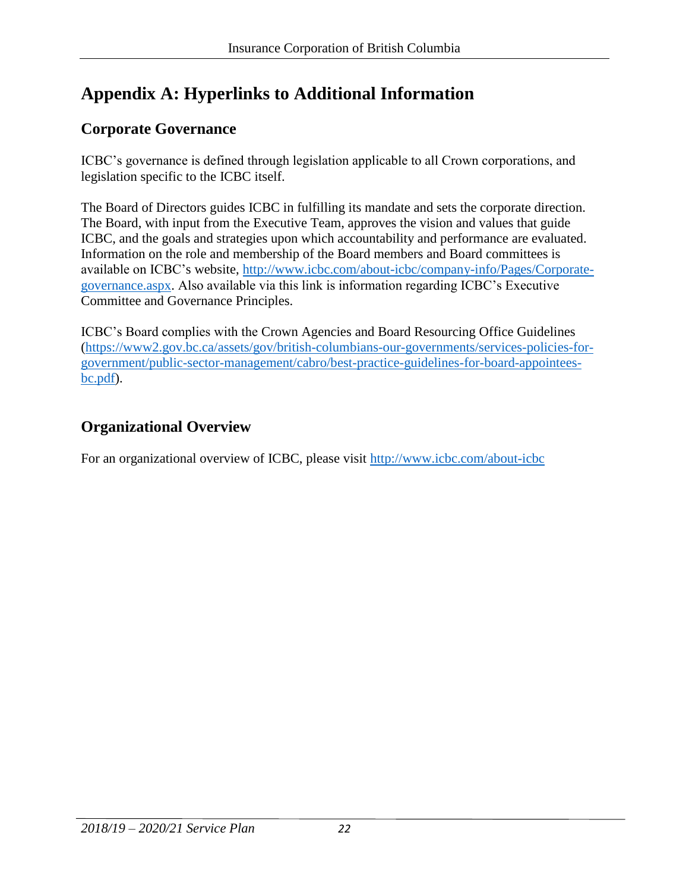# Appendix A: Hyperlinks to Additional Information

## Corporate Governance

ICBC's governance is defined through legislation applicable to all Crown corporations, and legislation specific to the ICBC itself.

The Board of Directors guides ICBC in fulfilling its mandate and sets the corporate direction. The Board, with input from the Executive Team, approves the vision and values that guide ICBC, and the goals and strategies upon which accountability and performance are evaluated. Information on the role and membership of the Board members and Board committees is available on ICBC's website, [http://www.icbc.com/about-icbc/company-info/Pages/Corporate-governance.aspx](http://www.icbc.com/about-icbc/company-info/Pages/Corporate-governance.aspx). Also available via this link is information regarding ICBC's Executive Committee and Governance Principles.

ICBC's Board complies with the Crown Agencies and Board Resourcing Office Guidelines ([https://www2.gov.bc.ca/assets/gov/british-columbians-our-governments/services-policies-for-government/public-sector-management/cabro/best-practice-guidelines-for-board-appointees-bc.pdf](https://www2.gov.bc.ca/assets/gov/british-columbians-our-governments/services-policies-for-government/public-sector-management/cabro/best-practice-guidelines-for-board-appointees-bc.pdf)).

## Organizational Overview

For an organizational overview of ICBC, please visit [http://www.icbc.com/about-icbc](http://www.icbc.com/about-icbc)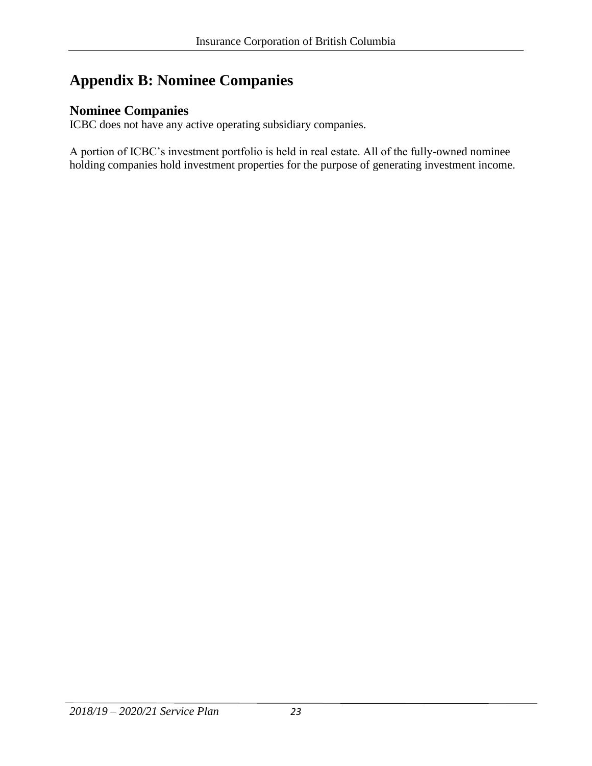# Appendix B: Nominee Companies

## Nominee Companies

ICBC does not have any active operating subsidiary companies.

A portion of ICBC's investment portfolio is held in real estate. All of the fully-owned nominee holding companies hold investment properties for the purpose of generating investment income.